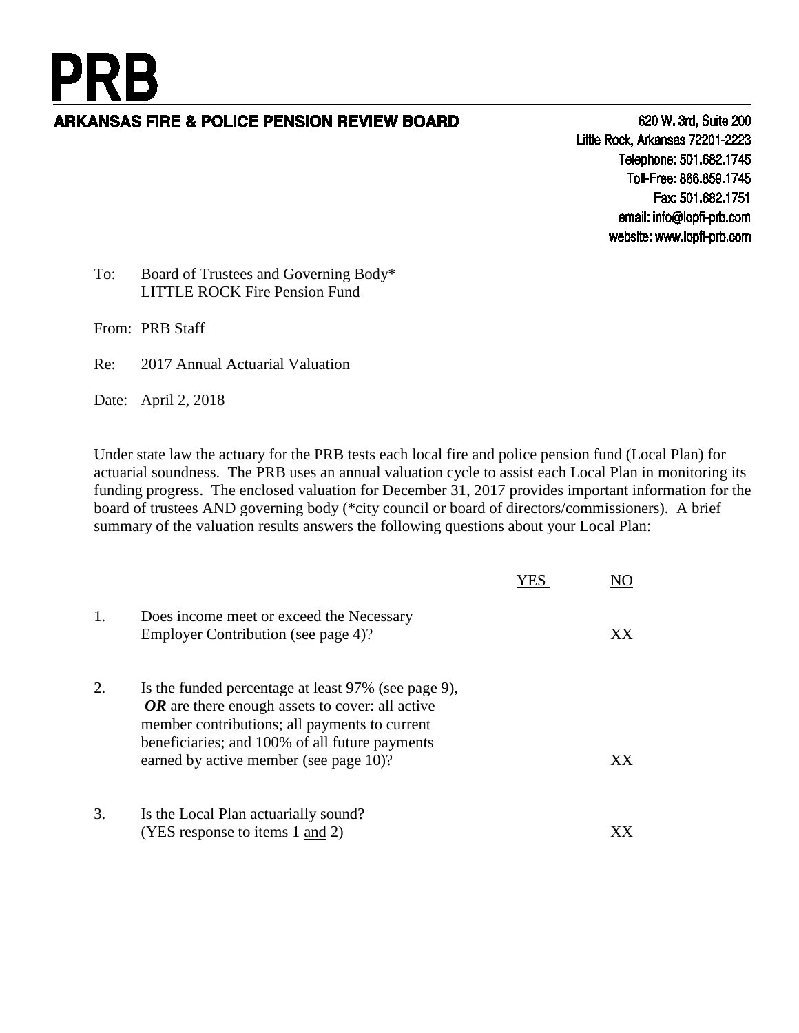# PRB

## ARKANSAS FIRE & POLICE PENSION REVIEW BOARD

620 W. 3rd, Suite 200
Little Rock, Arkansas 72201-2223
Telephone: 501.682.1745
Toll-Free: 866.859.1745
Fax: 501.682.1751
email: info@lopfi-prb.com
website: www.lopfi-prb.com

To: Board of Trustees and Governing Body*
LITTLE ROCK Fire Pension Fund

From: PRB Staff

Re: 2017 Annual Actuarial Valuation

Date: April 2, 2018

Under state law the actuary for the PRB tests each local fire and police pension fund (Local Plan) for actuarial soundness. The PRB uses an annual valuation cycle to assist each Local Plan in monitoring its funding progress. The enclosed valuation for December 31, 2017 provides important information for the board of trustees AND governing body (*city council or board of directors/commissioners). A brief summary of the valuation results answers the following questions about your Local Plan:

| | | YES | NO |
|---|---|---|---|
| 1. | Does income meet or exceed the Necessary Employer Contribution (see page 4)? | | XX |
| 2. | Is the funded percentage at least 97% (see page 9), ***OR*** are there enough assets to cover: all active member contributions; all payments to current beneficiaries; and 100% of all future payments earned by active member (see page 10)? | | XX |
| 3. | Is the Local Plan actuarially sound? (YES response to items 1 <u>and</u> 2) | | XX |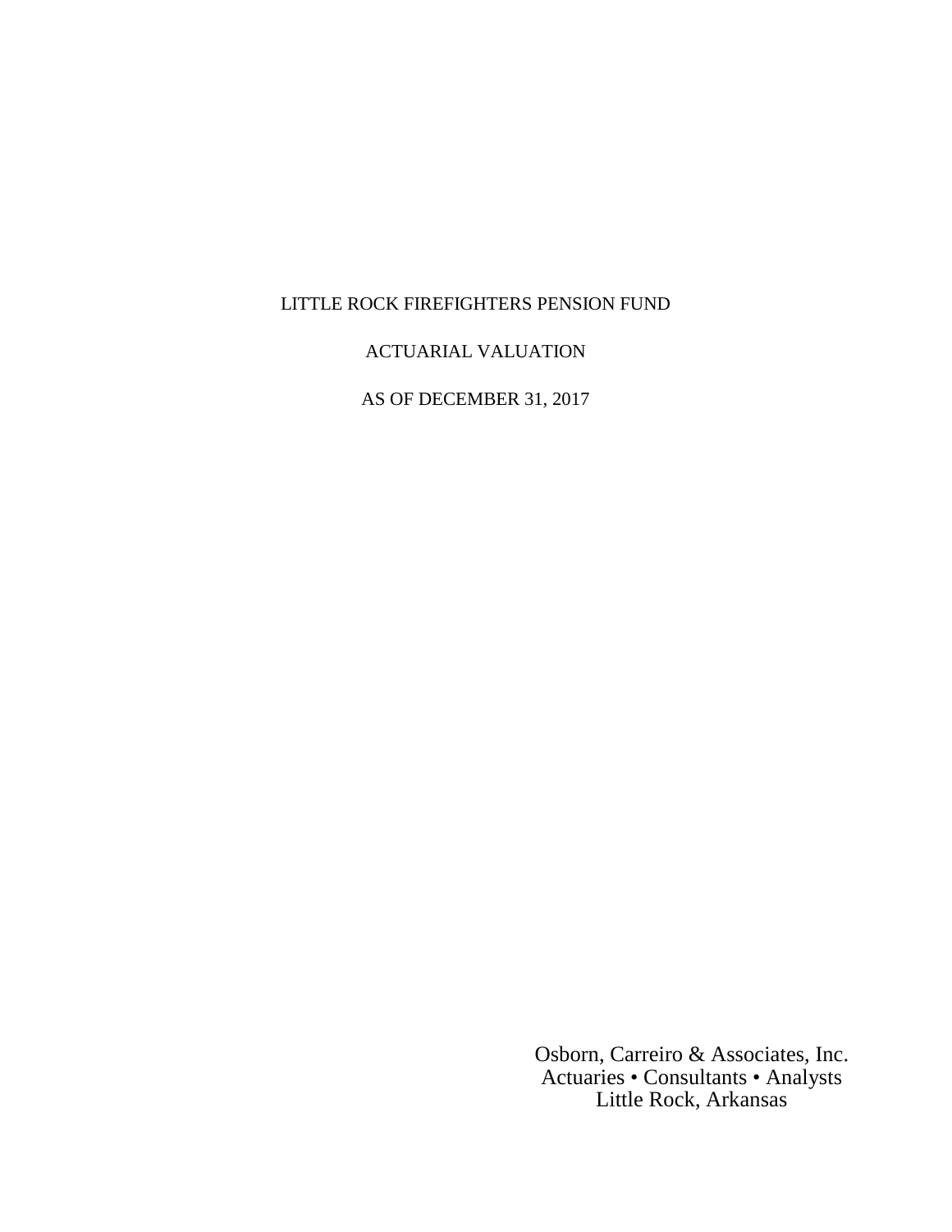# LITTLE ROCK FIREFIGHTERS PENSION FUND

## ACTUARIAL VALUATION

## AS OF DECEMBER 31, 2017

Osborn, Carreiro & Associates, Inc.
Actuaries • Consultants • Analysts
Little Rock, Arkansas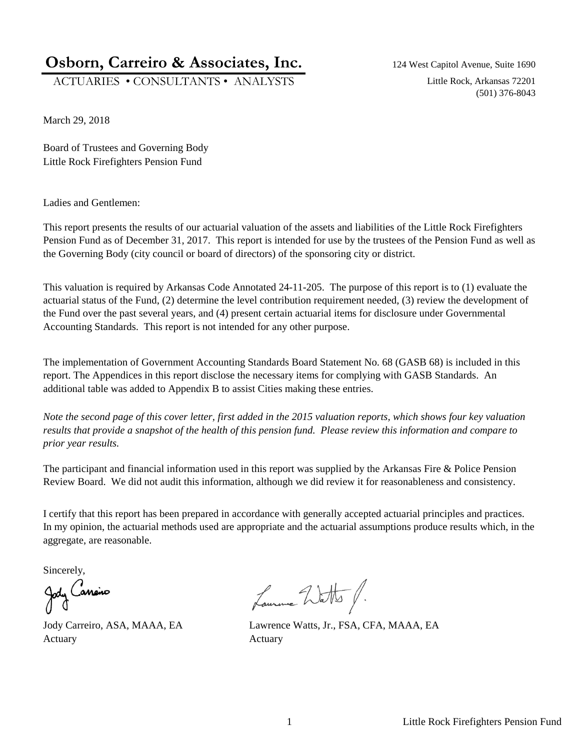**Osborn, Carreiro & Associates, Inc.**

ACTUARIES • CONSULTANTS • ANALYSTS

124 West Capitol Avenue, Suite 1690
Little Rock, Arkansas 72201
(501) 376-8043

March 29, 2018

Board of Trustees and Governing Body
Little Rock Firefighters Pension Fund

Ladies and Gentlemen:

This report presents the results of our actuarial valuation of the assets and liabilities of the Little Rock Firefighters Pension Fund as of December 31, 2017. This report is intended for use by the trustees of the Pension Fund as well as the Governing Body (city council or board of directors) of the sponsoring city or district.

This valuation is required by Arkansas Code Annotated 24-11-205. The purpose of this report is to (1) evaluate the actuarial status of the Fund, (2) determine the level contribution requirement needed, (3) review the development of the Fund over the past several years, and (4) present certain actuarial items for disclosure under Governmental Accounting Standards. This report is not intended for any other purpose.

The implementation of Government Accounting Standards Board Statement No. 68 (GASB 68) is included in this report. The Appendices in this report disclose the necessary items for complying with GASB Standards. An additional table was added to Appendix B to assist Cities making these entries.

*Note the second page of this cover letter, first added in the 2015 valuation reports, which shows four key valuation results that provide a snapshot of the health of this pension fund. Please review this information and compare to prior year results.*

The participant and financial information used in this report was supplied by the Arkansas Fire & Police Pension Review Board. We did not audit this information, although we did review it for reasonableness and consistency.

I certify that this report has been prepared in accordance with generally accepted actuarial principles and practices. In my opinion, the actuarial methods used are appropriate and the actuarial assumptions produce results which, in the aggregate, are reasonable.

Sincerely,

Jody Carreiro, ASA, MAAA, EA
Actuary

Lawrence Watts, Jr., FSA, CFA, MAAA, EA
Actuary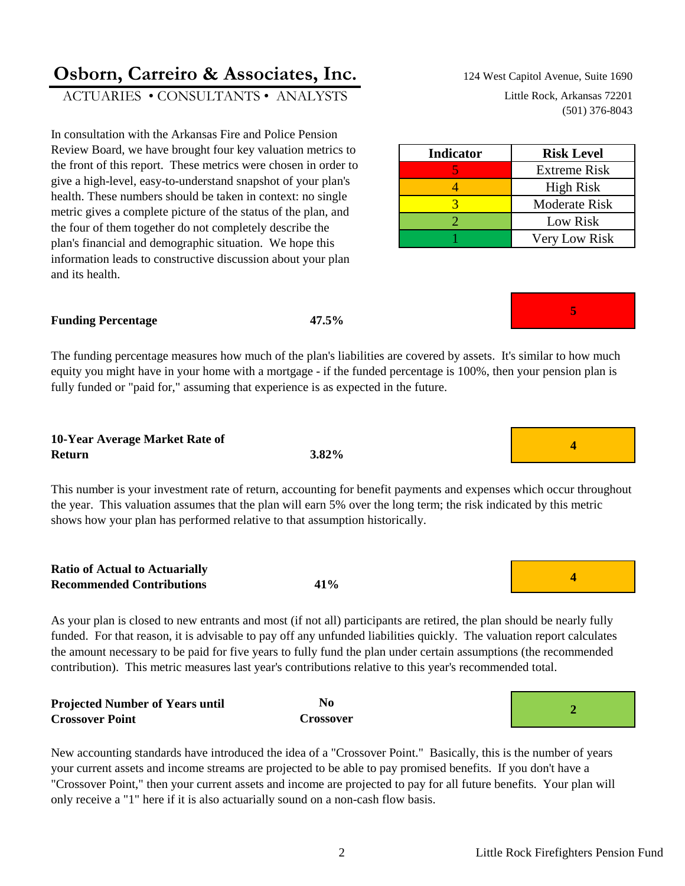# Osborn, Carreiro & Associates, Inc.

ACTUARIES • CONSULTANTS • ANALYSTS

124 West Capitol Avenue, Suite 1690
Little Rock, Arkansas 72201
(501) 376-8043

In consultation with the Arkansas Fire and Police Pension Review Board, we have brought four key valuation metrics to the front of this report. These metrics were chosen in order to give a high-level, easy-to-understand snapshot of your plan's health. These numbers should be taken in context: no single metric gives a complete picture of the status of the plan, and the four of them together do not completely describe the plan's financial and demographic situation. We hope this information leads to constructive discussion about your plan and its health.

| Indicator | Risk Level |
|---|---|
| 5 | Extreme Risk |
| 4 | High Risk |
| 3 | Moderate Risk |
| 2 | Low Risk |
| 1 | Very Low Risk |

| Metric | Value | Indicator |
|---|---|---|
| **Funding Percentage** | **47.5%** | **5** |

The funding percentage measures how much of the plan's liabilities are covered by assets. It's similar to how much equity you might have in your home with a mortgage - if the funded percentage is 100%, then your pension plan is fully funded or "paid for," assuming that experience is as expected in the future.

| Metric | Value | Indicator |
|---|---|---|
| **10-Year Average Market Rate of Return** | **3.82%** | **4** |

This number is your investment rate of return, accounting for benefit payments and expenses which occur throughout the year. This valuation assumes that the plan will earn 5% over the long term; the risk indicated by this metric shows how your plan has performed relative to that assumption historically.

| Metric | Value | Indicator |
|---|---|---|
| **Ratio of Actual to Actuarially Recommended Contributions** | **41%** | **4** |

As your plan is closed to new entrants and most (if not all) participants are retired, the plan should be nearly fully funded. For that reason, it is advisable to pay off any unfunded liabilities quickly. The valuation report calculates the amount necessary to be paid for five years to fully fund the plan under certain assumptions (the recommended contribution). This metric measures last year's contributions relative to this year's recommended total.

| Metric | Value | Indicator |
|---|---|---|
| **Projected Number of Years until Crossover Point** | **No Crossover** | **2** |

New accounting standards have introduced the idea of a "Crossover Point." Basically, this is the number of years your current assets and income streams are projected to be able to pay promised benefits. If you don't have a "Crossover Point," then your current assets and income are projected to pay for all future benefits. Your plan will only receive a "1" here if it is also actuarially sound on a non-cash flow basis.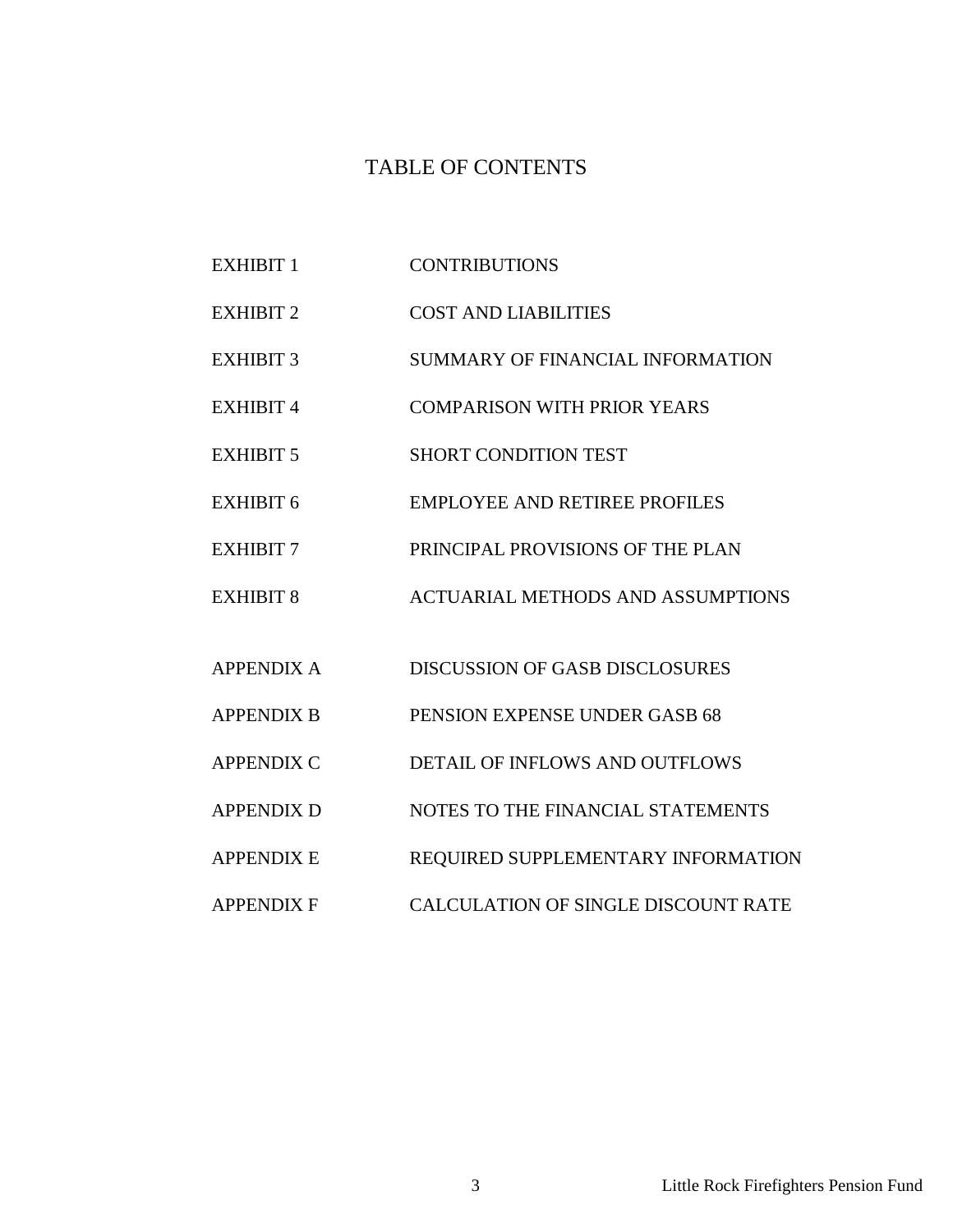# TABLE OF CONTENTS

| | |
|---|---|
| EXHIBIT 1 | CONTRIBUTIONS |
| EXHIBIT 2 | COST AND LIABILITIES |
| EXHIBIT 3 | SUMMARY OF FINANCIAL INFORMATION |
| EXHIBIT 4 | COMPARISON WITH PRIOR YEARS |
| EXHIBIT 5 | SHORT CONDITION TEST |
| EXHIBIT 6 | EMPLOYEE AND RETIREE PROFILES |
| EXHIBIT 7 | PRINCIPAL PROVISIONS OF THE PLAN |
| EXHIBIT 8 | ACTUARIAL METHODS AND ASSUMPTIONS |
| APPENDIX A | DISCUSSION OF GASB DISCLOSURES |
| APPENDIX B | PENSION EXPENSE UNDER GASB 68 |
| APPENDIX C | DETAIL OF INFLOWS AND OUTFLOWS |
| APPENDIX D | NOTES TO THE FINANCIAL STATEMENTS |
| APPENDIX E | REQUIRED SUPPLEMENTARY INFORMATION |
| APPENDIX F | CALCULATION OF SINGLE DISCOUNT RATE |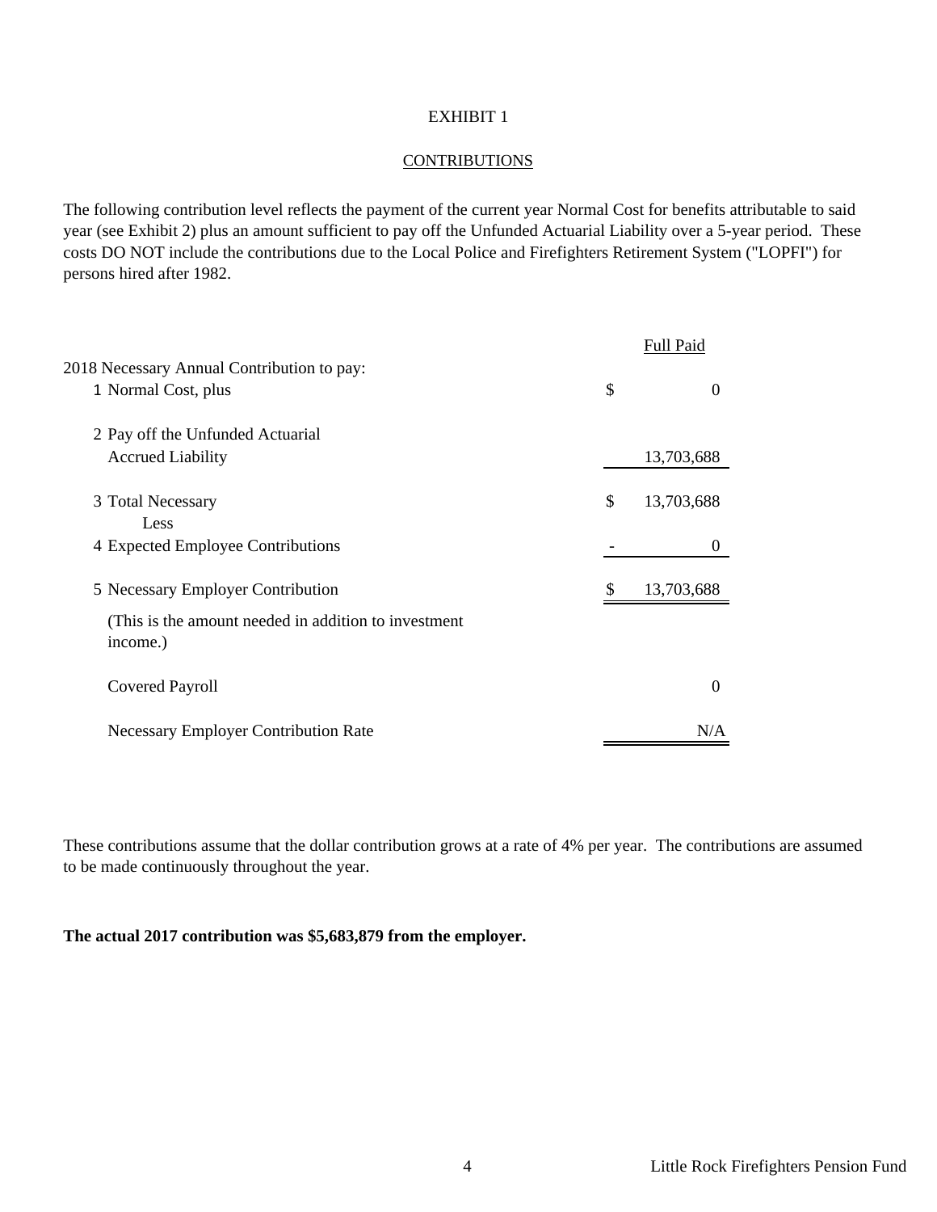# EXHIBIT 1

## CONTRIBUTIONS

The following contribution level reflects the payment of the current year Normal Cost for benefits attributable to said year (see Exhibit 2) plus an amount sufficient to pay off the Unfunded Actuarial Liability over a 5-year period. These costs DO NOT include the contributions due to the Local Police and Firefighters Retirement System ("LOPFI") for persons hired after 1982.

| | | Full Paid |
|---|---|---|
| 2018 Necessary Annual Contribution to pay: | | |
| 1 Normal Cost, plus | $ | 0 |
| 2 Pay off the Unfunded Actuarial Accrued Liability | | 13,703,688 |
| 3 Total Necessary | $ | 13,703,688 |
| Less | | |
| 4 Expected Employee Contributions | - | 0 |
| 5 Necessary Employer Contribution | $ | 13,703,688 |
| (This is the amount needed in addition to investment income.) | | |
| Covered Payroll | | 0 |
| Necessary Employer Contribution Rate | | N/A |

These contributions assume that the dollar contribution grows at a rate of 4% per year. The contributions are assumed to be made continuously throughout the year.

**The actual 2017 contribution was $5,683,879 from the employer.**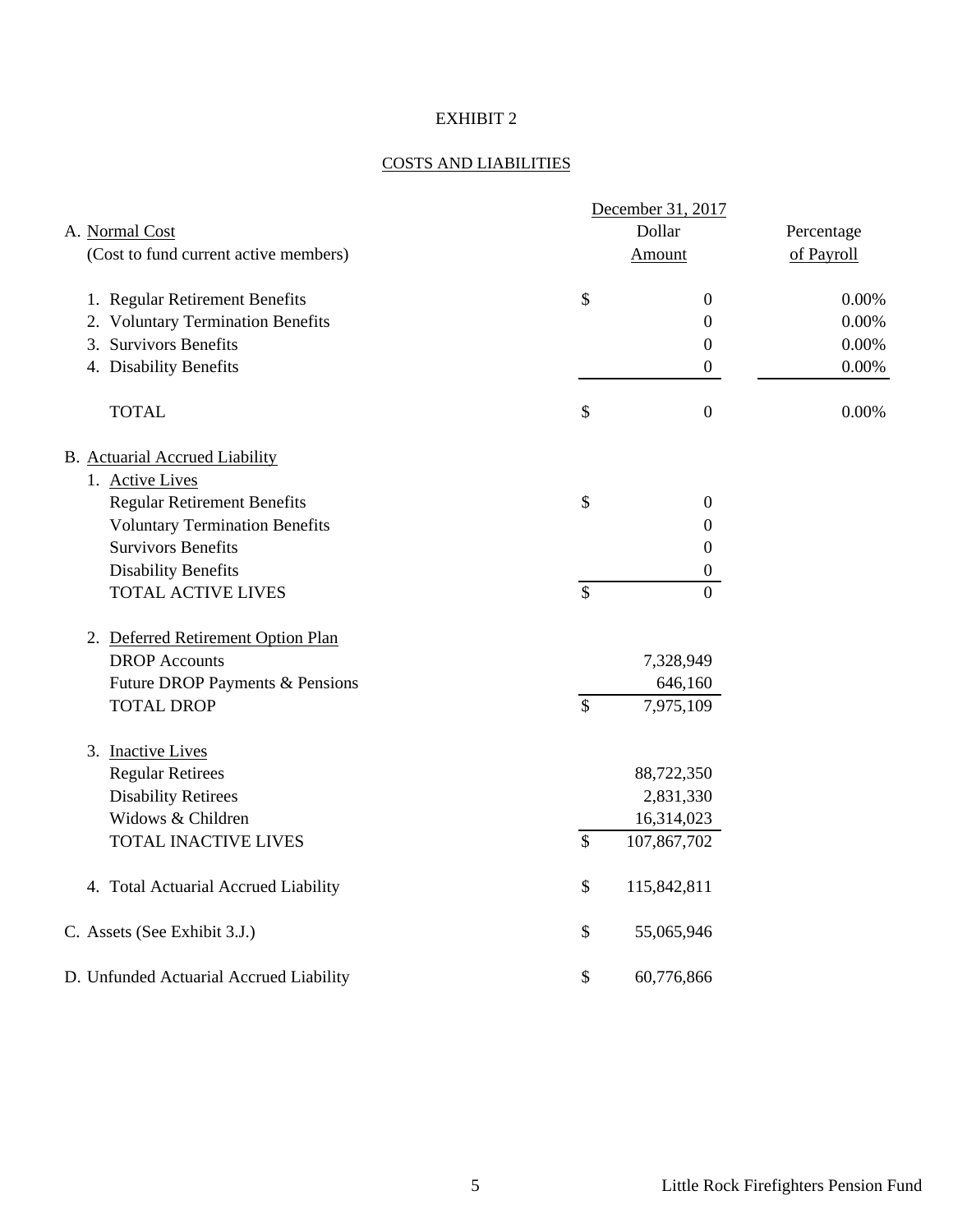# EXHIBIT 2

## COSTS AND LIABILITIES

| A. Normal Cost (Cost to fund current active members) | December 31, 2017 Dollar Amount | Percentage of Payroll |
|---|---|---|
| 1. Regular Retirement Benefits | $ 0 | 0.00% |
| 2. Voluntary Termination Benefits | 0 | 0.00% |
| 3. Survivors Benefits | 0 | 0.00% |
| 4. Disability Benefits | 0 | 0.00% |
| TOTAL | $ 0 | 0.00% |
| **B. Actuarial Accrued Liability** | | |
| 1. Active Lives | | |
| Regular Retirement Benefits | $ 0 | |
| Voluntary Termination Benefits | 0 | |
| Survivors Benefits | 0 | |
| Disability Benefits | 0 | |
| TOTAL ACTIVE LIVES | $ 0 | |
| 2. Deferred Retirement Option Plan | | |
| DROP Accounts | 7,328,949 | |
| Future DROP Payments & Pensions | 646,160 | |
| TOTAL DROP | $ 7,975,109 | |
| 3. Inactive Lives | | |
| Regular Retirees | 88,722,350 | |
| Disability Retirees | 2,831,330 | |
| Widows & Children | 16,314,023 | |
| TOTAL INACTIVE LIVES | $ 107,867,702 | |
| 4. Total Actuarial Accrued Liability | $ 115,842,811 | |
| C. Assets (See Exhibit 3.J.) | $ 55,065,946 | |
| D. Unfunded Actuarial Accrued Liability | $ 60,776,866 | |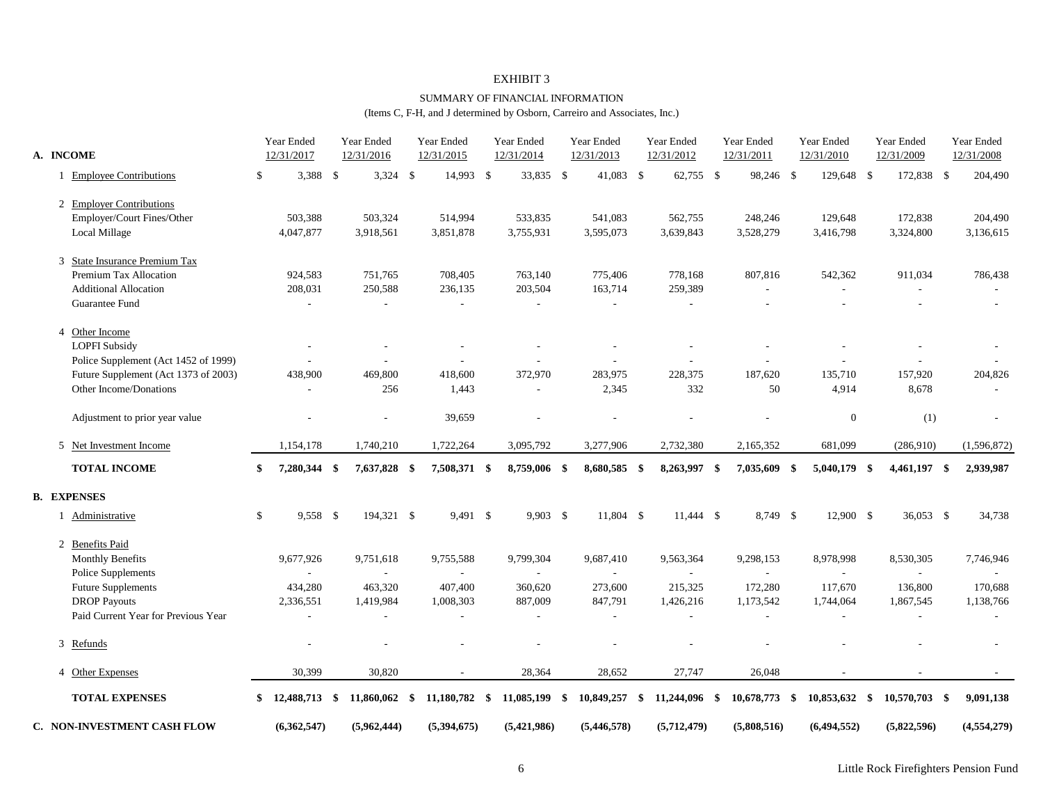# EXHIBIT 3

## SUMMARY OF FINANCIAL INFORMATION

(Items C, F-H, and J determined by Osborn, Carreiro and Associates, Inc.)

| | Year Ended 12/31/2017 | Year Ended 12/31/2016 | Year Ended 12/31/2015 | Year Ended 12/31/2014 | Year Ended 12/31/2013 | Year Ended 12/31/2012 | Year Ended 12/31/2011 | Year Ended 12/31/2010 | Year Ended 12/31/2009 | Year Ended 12/31/2008 |
|---|---|---|---|---|---|---|---|---|---|---|
| **A. INCOME** | | | | | | | | | | |
| 1 Employee Contributions | $ 3,388 | $ 3,324 | $ 14,993 | $ 33,835 | $ 41,083 | $ 62,755 | $ 98,246 | $ 129,648 | $ 172,838 | $ 204,490 |
| 2 Employer Contributions | | | | | | | | | | |
| Employer/Court Fines/Other | 503,388 | 503,324 | 514,994 | 533,835 | 541,083 | 562,755 | 248,246 | 129,648 | 172,838 | 204,490 |
| Local Millage | 4,047,877 | 3,918,561 | 3,851,878 | 3,755,931 | 3,595,073 | 3,639,843 | 3,528,279 | 3,416,798 | 3,324,800 | 3,136,615 |
| 3 State Insurance Premium Tax | | | | | | | | | | |
| Premium Tax Allocation | 924,583 | 751,765 | 708,405 | 763,140 | 775,406 | 778,168 | 807,816 | 542,362 | 911,034 | 786,438 |
| Additional Allocation | 208,031 | 250,588 | 236,135 | 203,504 | 163,714 | 259,389 | - | - | - | - |
| Guarantee Fund | - | - | - | - | - | - | - | - | - | - |
| 4 Other Income | | | | | | | | | | |
| LOPFI Subsidy | - | - | - | - | - | - | - | - | - | - |
| Police Supplement (Act 1452 of 1999) | - | - | - | - | - | - | - | - | - | - |
| Future Supplement (Act 1373 of 2003) | 438,900 | 469,800 | 418,600 | 372,970 | 283,975 | 228,375 | 187,620 | 135,710 | 157,920 | 204,826 |
| Other Income/Donations | - | 256 | 1,443 | - | 2,345 | 332 | 50 | 4,914 | 8,678 | - |
| Adjustment to prior year value | - | - | 39,659 | - | - | - | - | 0 | (1) | - |
| 5 Net Investment Income | 1,154,178 | 1,740,210 | 1,722,264 | 3,095,792 | 3,277,906 | 2,732,380 | 2,165,352 | 681,099 | (286,910) | (1,596,872) |
| **TOTAL INCOME** | **$ 7,280,344** | **$ 7,637,828** | **$ 7,508,371** | **$ 8,759,006** | **$ 8,680,585** | **$ 8,263,997** | **$ 7,035,609** | **$ 5,040,179** | **$ 4,461,197** | **$ 2,939,987** |
| **B. EXPENSES** | | | | | | | | | | |
| 1 Administrative | $ 9,558 | $ 194,321 | $ 9,491 | $ 9,903 | $ 11,804 | $ 11,444 | $ 8,749 | $ 12,900 | $ 36,053 | $ 34,738 |
| 2 Benefits Paid | | | | | | | | | | |
| Monthly Benefits | 9,677,926 | 9,751,618 | 9,755,588 | 9,799,304 | 9,687,410 | 9,563,364 | 9,298,153 | 8,978,998 | 8,530,305 | 7,746,946 |
| Police Supplements | - | - | - | - | - | - | - | - | - | - |
| Future Supplements | 434,280 | 463,320 | 407,400 | 360,620 | 273,600 | 215,325 | 172,280 | 117,670 | 136,800 | 170,688 |
| DROP Payouts | 2,336,551 | 1,419,984 | 1,008,303 | 887,009 | 847,791 | 1,426,216 | 1,173,542 | 1,744,064 | 1,867,545 | 1,138,766 |
| Paid Current Year for Previous Year | - | - | - | - | - | - | - | - | - | - |
| 3 Refunds | - | - | - | - | - | - | - | - | - | - |
| 4 Other Expenses | 30,399 | 30,820 | - | 28,364 | 28,652 | 27,747 | 26,048 | - | - | - |
| **TOTAL EXPENSES** | **$ 12,488,713** | **$ 11,860,062** | **$ 11,180,782** | **$ 11,085,199** | **$ 10,849,257** | **$ 11,244,096** | **$ 10,678,773** | **$ 10,853,632** | **$ 10,570,703** | **$ 9,091,138** |
| **C. NON-INVESTMENT CASH FLOW** | **(6,362,547)** | **(5,962,444)** | **(5,394,675)** | **(5,421,986)** | **(5,446,578)** | **(5,712,479)** | **(5,808,516)** | **(6,494,552)** | **(5,822,596)** | **(4,554,279)** |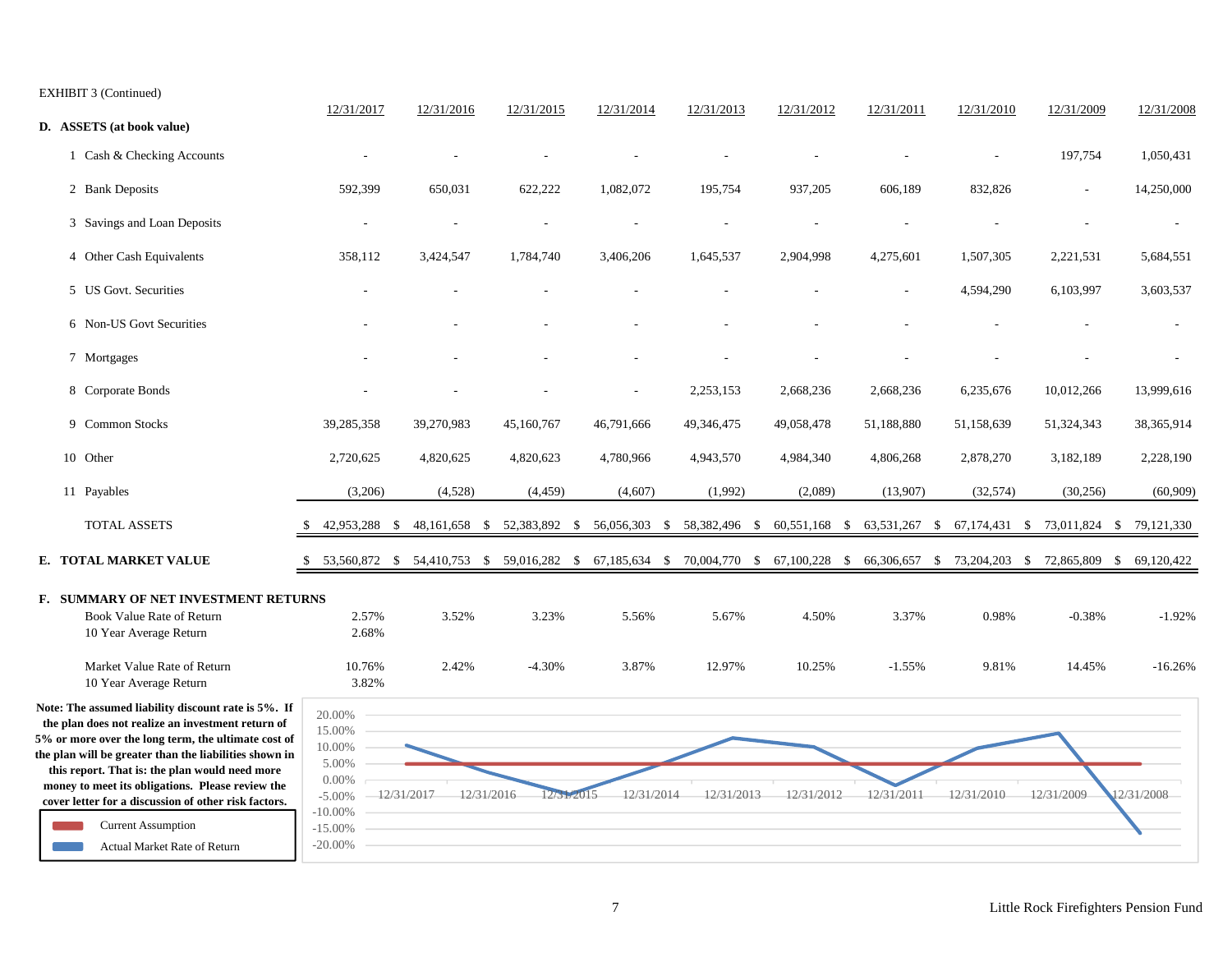EXHIBIT 3 (Continued)

| D. ASSETS (at book value) | 12/31/2017 | 12/31/2016 | 12/31/2015 | 12/31/2014 | 12/31/2013 | 12/31/2012 | 12/31/2011 | 12/31/2010 | 12/31/2009 | 12/31/2008 |
|---|---|---|---|---|---|---|---|---|---|---|
| 1 Cash & Checking Accounts | - | - | - | - | - | - | - | - | 197,754 | 1,050,431 |
| 2 Bank Deposits | 592,399 | 650,031 | 622,222 | 1,082,072 | 195,754 | 937,205 | 606,189 | 832,826 | - | 14,250,000 |
| 3 Savings and Loan Deposits | - | - | - | - | - | - | - | - | - | - |
| 4 Other Cash Equivalents | 358,112 | 3,424,547 | 1,784,740 | 3,406,206 | 1,645,537 | 2,904,998 | 4,275,601 | 1,507,305 | 2,221,531 | 5,684,551 |
| 5 US Govt. Securities | - | - | - | - | - | - | - | 4,594,290 | 6,103,997 | 3,603,537 |
| 6 Non-US Govt Securities | - | - | - | - | - | - | - | - | - | - |
| 7 Mortgages | - | - | - | - | - | - | - | - | - | - |
| 8 Corporate Bonds | - | - | - | - | 2,253,153 | 2,668,236 | 2,668,236 | 6,235,676 | 10,012,266 | 13,999,616 |
| 9 Common Stocks | 39,285,358 | 39,270,983 | 45,160,767 | 46,791,666 | 49,346,475 | 49,058,478 | 51,188,880 | 51,158,639 | 51,324,343 | 38,365,914 |
| 10 Other | 2,720,625 | 4,820,625 | 4,820,623 | 4,780,966 | 4,943,570 | 4,984,340 | 4,806,268 | 2,878,270 | 3,182,189 | 2,228,190 |
| 11 Payables | (3,206) | (4,528) | (4,459) | (4,607) | (1,992) | (2,089) | (13,907) | (32,574) | (30,256) | (60,909) |
| TOTAL ASSETS | $ 42,953,288 | $ 48,161,658 | $ 52,383,892 | $ 56,056,303 | $ 58,382,496 | $ 60,551,168 | $ 63,531,267 | $ 67,174,431 | $ 73,011,824 | $ 79,121,330 |
| **E. TOTAL MARKET VALUE** | $ 53,560,872 | $ 54,410,753 | $ 59,016,282 | $ 67,185,634 | $ 70,004,770 | $ 67,100,228 | $ 66,306,657 | $ 73,204,203 | $ 72,865,809 | $ 69,120,422 |
| **F. SUMMARY OF NET INVESTMENT RETURNS** | | | | | | | | | | |
| Book Value Rate of Return | 2.57% | 3.52% | 3.23% | 5.56% | 5.67% | 4.50% | 3.37% | 0.98% | -0.38% | -1.92% |
| 10 Year Average Return | 2.68% | | | | | | | | | |
| Market Value Rate of Return | 10.76% | 2.42% | -4.30% | 3.87% | 12.97% | 10.25% | -1.55% | 9.81% | 14.45% | -16.26% |
| 10 Year Average Return | 3.82% | | | | | | | | | |

**Note: The assumed liability discount rate is 5%. If the plan does not realize an investment return of 5% or more over the long term, the ultimate cost of the plan will be greater than the liabilities shown in this report. That is: the plan would need more money to meet its obligations. Please review the cover letter for a discussion of other risk factors.**

Current Assumption

Actual Market Rate of Return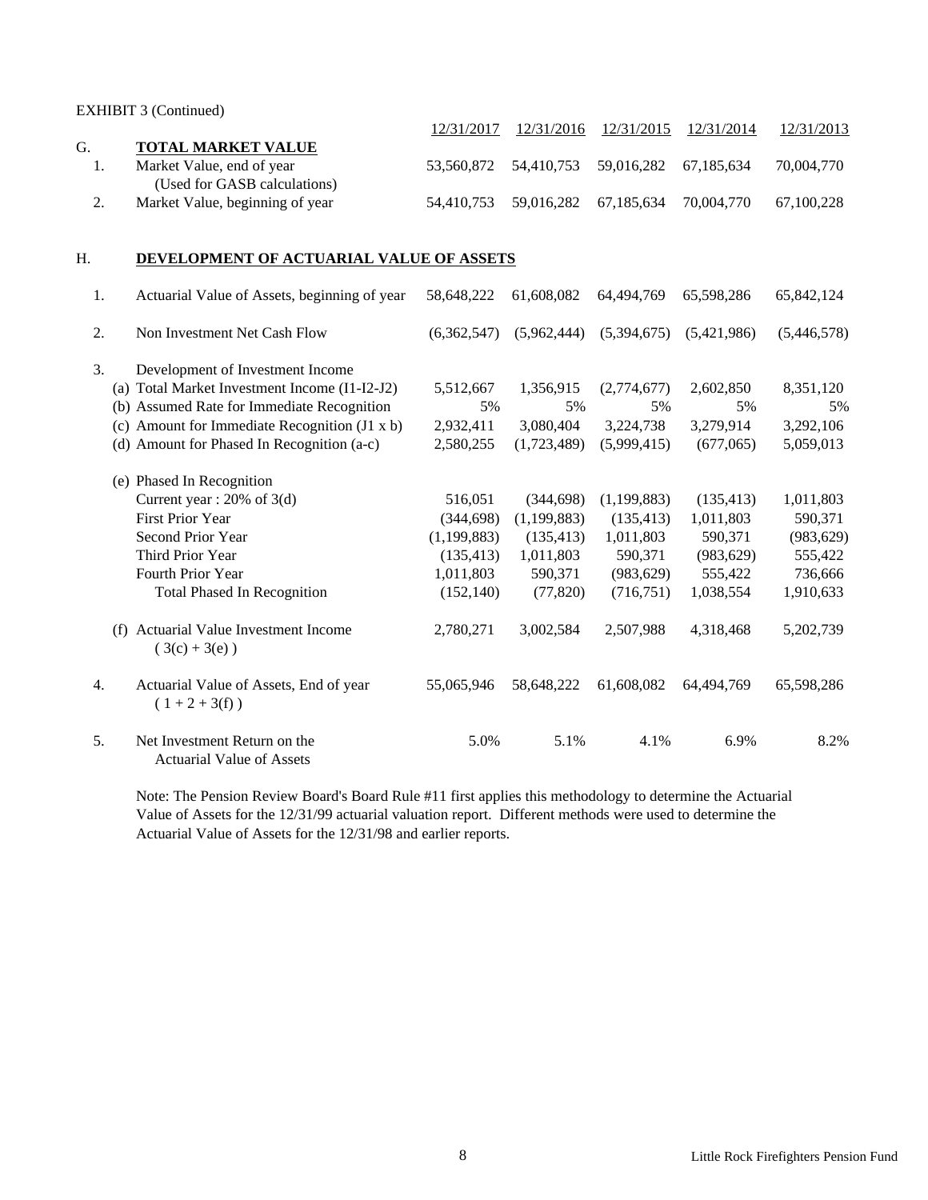EXHIBIT 3 (Continued)

| | | 12/31/2017 | 12/31/2016 | 12/31/2015 | 12/31/2014 | 12/31/2013 |
|---|---|---|---|---|---|---|
| G. | **TOTAL MARKET VALUE** | | | | | |
| 1. | Market Value, end of year (Used for GASB calculations) | 53,560,872 | 54,410,753 | 59,016,282 | 67,185,634 | 70,004,770 |
| 2. | Market Value, beginning of year | 54,410,753 | 59,016,282 | 67,185,634 | 70,004,770 | 67,100,228 |
| H. | **DEVELOPMENT OF ACTUARIAL VALUE OF ASSETS** | | | | | |
| 1. | Actuarial Value of Assets, beginning of year | 58,648,222 | 61,608,082 | 64,494,769 | 65,598,286 | 65,842,124 |
| 2. | Non Investment Net Cash Flow | (6,362,547) | (5,962,444) | (5,394,675) | (5,421,986) | (5,446,578) |
| 3. | Development of Investment Income | | | | | |
| | (a) Total Market Investment Income (I1-I2-J2) | 5,512,667 | 1,356,915 | (2,774,677) | 2,602,850 | 8,351,120 |
| | (b) Assumed Rate for Immediate Recognition | 5% | 5% | 5% | 5% | 5% |
| | (c) Amount for Immediate Recognition (J1 x b) | 2,932,411 | 3,080,404 | 3,224,738 | 3,279,914 | 3,292,106 |
| | (d) Amount for Phased In Recognition (a-c) | 2,580,255 | (1,723,489) | (5,999,415) | (677,065) | 5,059,013 |
| | (e) Phased In Recognition | | | | | |
| | Current year : 20% of 3(d) | 516,051 | (344,698) | (1,199,883) | (135,413) | 1,011,803 |
| | First Prior Year | (344,698) | (1,199,883) | (135,413) | 1,011,803 | 590,371 |
| | Second Prior Year | (1,199,883) | (135,413) | 1,011,803 | 590,371 | (983,629) |
| | Third Prior Year | (135,413) | 1,011,803 | 590,371 | (983,629) | 555,422 |
| | Fourth Prior Year | 1,011,803 | 590,371 | (983,629) | 555,422 | 736,666 |
| | Total Phased In Recognition | (152,140) | (77,820) | (716,751) | 1,038,554 | 1,910,633 |
| | (f) Actuarial Value Investment Income ( 3(c) + 3(e) ) | 2,780,271 | 3,002,584 | 2,507,988 | 4,318,468 | 5,202,739 |
| 4. | Actuarial Value of Assets, End of year ( 1 + 2 + 3(f) ) | 55,065,946 | 58,648,222 | 61,608,082 | 64,494,769 | 65,598,286 |
| 5. | Net Investment Return on the Actuarial Value of Assets | 5.0% | 5.1% | 4.1% | 6.9% | 8.2% |

Note: The Pension Review Board's Board Rule #11 first applies this methodology to determine the Actuarial Value of Assets for the 12/31/99 actuarial valuation report. Different methods were used to determine the Actuarial Value of Assets for the 12/31/98 and earlier reports.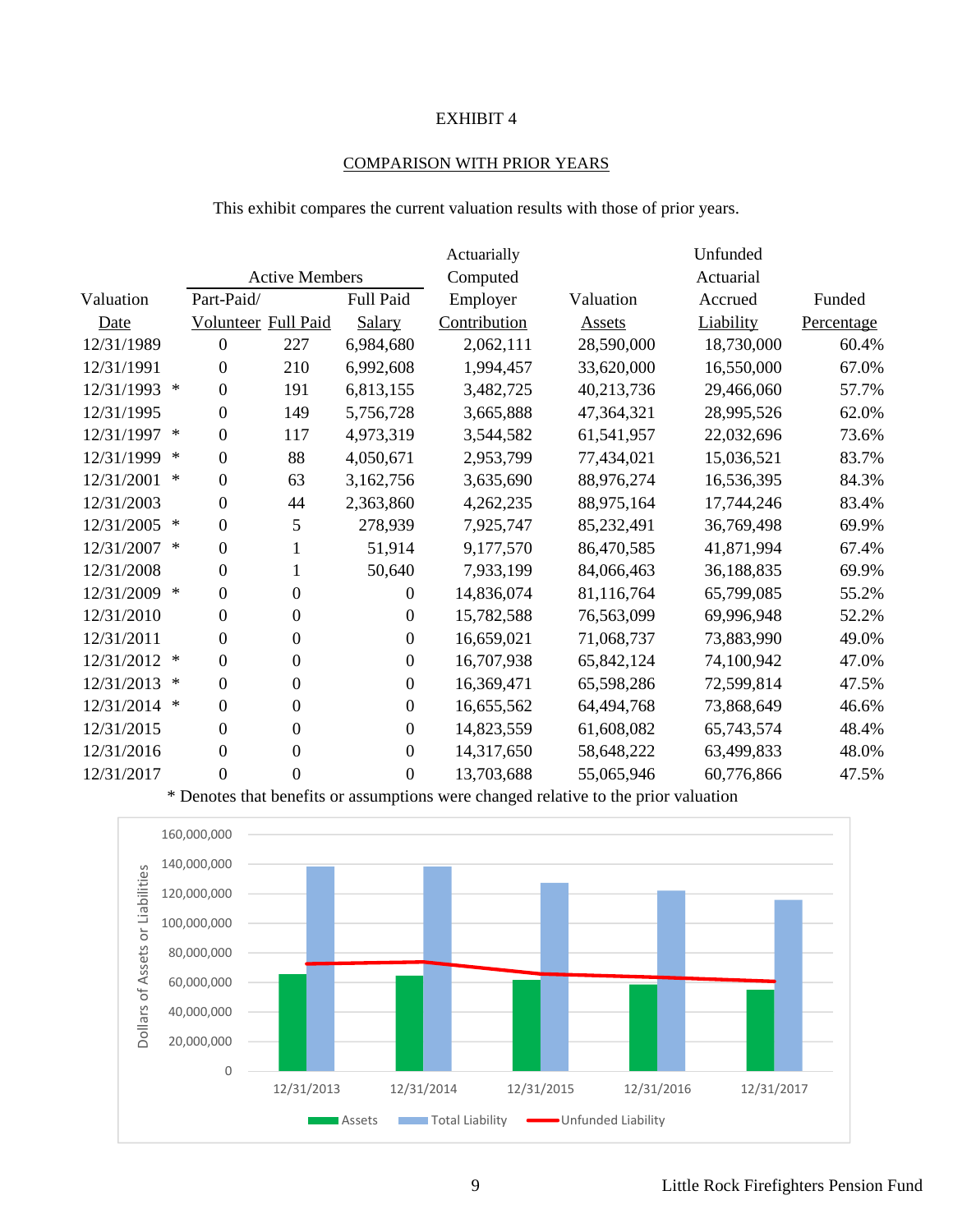EXHIBIT 4

COMPARISON WITH PRIOR YEARS

This exhibit compares the current valuation results with those of prior years.

| Valuation Date | Active Members Part-Paid/ Volunteer | Active Members Full Paid | Full Paid Salary | Actuarially Computed Employer Contribution | Valuation Assets | Unfunded Actuarial Accrued Liability | Funded Percentage |
|---|---|---|---|---|---|---|---|
| 12/31/1989 | 0 | 227 | 6,984,680 | 2,062,111 | 28,590,000 | 18,730,000 | 60.4% |
| 12/31/1991 | 0 | 210 | 6,992,608 | 1,994,457 | 33,620,000 | 16,550,000 | 67.0% |
| 12/31/1993 * | 0 | 191 | 6,813,155 | 3,482,725 | 40,213,736 | 29,466,060 | 57.7% |
| 12/31/1995 | 0 | 149 | 5,756,728 | 3,665,888 | 47,364,321 | 28,995,526 | 62.0% |
| 12/31/1997 * | 0 | 117 | 4,973,319 | 3,544,582 | 61,541,957 | 22,032,696 | 73.6% |
| 12/31/1999 * | 0 | 88 | 4,050,671 | 2,953,799 | 77,434,021 | 15,036,521 | 83.7% |
| 12/31/2001 * | 0 | 63 | 3,162,756 | 3,635,690 | 88,976,274 | 16,536,395 | 84.3% |
| 12/31/2003 | 0 | 44 | 2,363,860 | 4,262,235 | 88,975,164 | 17,744,246 | 83.4% |
| 12/31/2005 * | 0 | 5 | 278,939 | 7,925,747 | 85,232,491 | 36,769,498 | 69.9% |
| 12/31/2007 * | 0 | 1 | 51,914 | 9,177,570 | 86,470,585 | 41,871,994 | 67.4% |
| 12/31/2008 | 0 | 1 | 50,640 | 7,933,199 | 84,066,463 | 36,188,835 | 69.9% |
| 12/31/2009 * | 0 | 0 | 0 | 14,836,074 | 81,116,764 | 65,799,085 | 55.2% |
| 12/31/2010 | 0 | 0 | 0 | 15,782,588 | 76,563,099 | 69,996,948 | 52.2% |
| 12/31/2011 | 0 | 0 | 0 | 16,659,021 | 71,068,737 | 73,883,990 | 49.0% |
| 12/31/2012 * | 0 | 0 | 0 | 16,707,938 | 65,842,124 | 74,100,942 | 47.0% |
| 12/31/2013 * | 0 | 0 | 0 | 16,369,471 | 65,598,286 | 72,599,814 | 47.5% |
| 12/31/2014 * | 0 | 0 | 0 | 16,655,562 | 64,494,768 | 73,868,649 | 46.6% |
| 12/31/2015 | 0 | 0 | 0 | 14,823,559 | 61,608,082 | 65,743,574 | 48.4% |
| 12/31/2016 | 0 | 0 | 0 | 14,317,650 | 58,648,222 | 63,499,833 | 48.0% |
| 12/31/2017 | 0 | 0 | 0 | 13,703,688 | 55,065,946 | 60,776,866 | 47.5% |

* Denotes that benefits or assumptions were changed relative to the prior valuation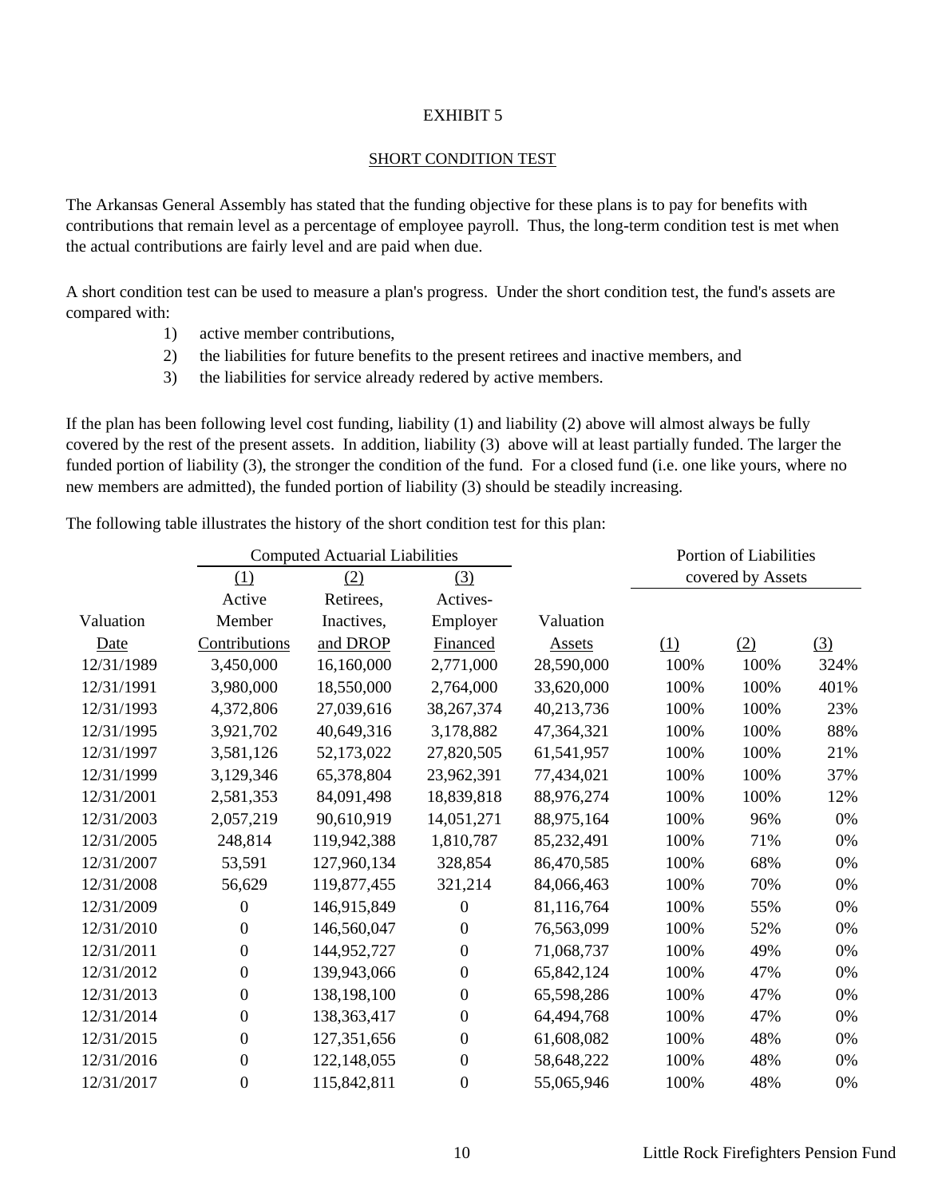# EXHIBIT 5

## SHORT CONDITION TEST

The Arkansas General Assembly has stated that the funding objective for these plans is to pay for benefits with contributions that remain level as a percentage of employee payroll. Thus, the long-term condition test is met when the actual contributions are fairly level and are paid when due.

A short condition test can be used to measure a plan's progress. Under the short condition test, the fund's assets are compared with:

1) active member contributions,
2) the liabilities for future benefits to the present retirees and inactive members, and
3) the liabilities for service already redered by active members.

If the plan has been following level cost funding, liability (1) and liability (2) above will almost always be fully covered by the rest of the present assets. In addition, liability (3) above will at least partially funded. The larger the funded portion of liability (3), the stronger the condition of the fund. For a closed fund (i.e. one like yours, where no new members are admitted), the funded portion of liability (3) should be steadily increasing.

The following table illustrates the history of the short condition test for this plan:

| | Computed Actuarial Liabilities | | | | Portion of Liabilities covered by Assets | | |
|---|---|---|---|---|---|---|---|
| | (1) | (2) | (3) | | | | |
| Valuation Date | Active Member Contributions | Retirees, Inactives, and DROP | Actives-Employer Financed | Valuation Assets | (1) | (2) | (3) |
| 12/31/1989 | 3,450,000 | 16,160,000 | 2,771,000 | 28,590,000 | 100% | 100% | 324% |
| 12/31/1991 | 3,980,000 | 18,550,000 | 2,764,000 | 33,620,000 | 100% | 100% | 401% |
| 12/31/1993 | 4,372,806 | 27,039,616 | 38,267,374 | 40,213,736 | 100% | 100% | 23% |
| 12/31/1995 | 3,921,702 | 40,649,316 | 3,178,882 | 47,364,321 | 100% | 100% | 88% |
| 12/31/1997 | 3,581,126 | 52,173,022 | 27,820,505 | 61,541,957 | 100% | 100% | 21% |
| 12/31/1999 | 3,129,346 | 65,378,804 | 23,962,391 | 77,434,021 | 100% | 100% | 37% |
| 12/31/2001 | 2,581,353 | 84,091,498 | 18,839,818 | 88,976,274 | 100% | 100% | 12% |
| 12/31/2003 | 2,057,219 | 90,610,919 | 14,051,271 | 88,975,164 | 100% | 96% | 0% |
| 12/31/2005 | 248,814 | 119,942,388 | 1,810,787 | 85,232,491 | 100% | 71% | 0% |
| 12/31/2007 | 53,591 | 127,960,134 | 328,854 | 86,470,585 | 100% | 68% | 0% |
| 12/31/2008 | 56,629 | 119,877,455 | 321,214 | 84,066,463 | 100% | 70% | 0% |
| 12/31/2009 | 0 | 146,915,849 | 0 | 81,116,764 | 100% | 55% | 0% |
| 12/31/2010 | 0 | 146,560,047 | 0 | 76,563,099 | 100% | 52% | 0% |
| 12/31/2011 | 0 | 144,952,727 | 0 | 71,068,737 | 100% | 49% | 0% |
| 12/31/2012 | 0 | 139,943,066 | 0 | 65,842,124 | 100% | 47% | 0% |
| 12/31/2013 | 0 | 138,198,100 | 0 | 65,598,286 | 100% | 47% | 0% |
| 12/31/2014 | 0 | 138,363,417 | 0 | 64,494,768 | 100% | 47% | 0% |
| 12/31/2015 | 0 | 127,351,656 | 0 | 61,608,082 | 100% | 48% | 0% |
| 12/31/2016 | 0 | 122,148,055 | 0 | 58,648,222 | 100% | 48% | 0% |
| 12/31/2017 | 0 | 115,842,811 | 0 | 55,065,946 | 100% | 48% | 0% |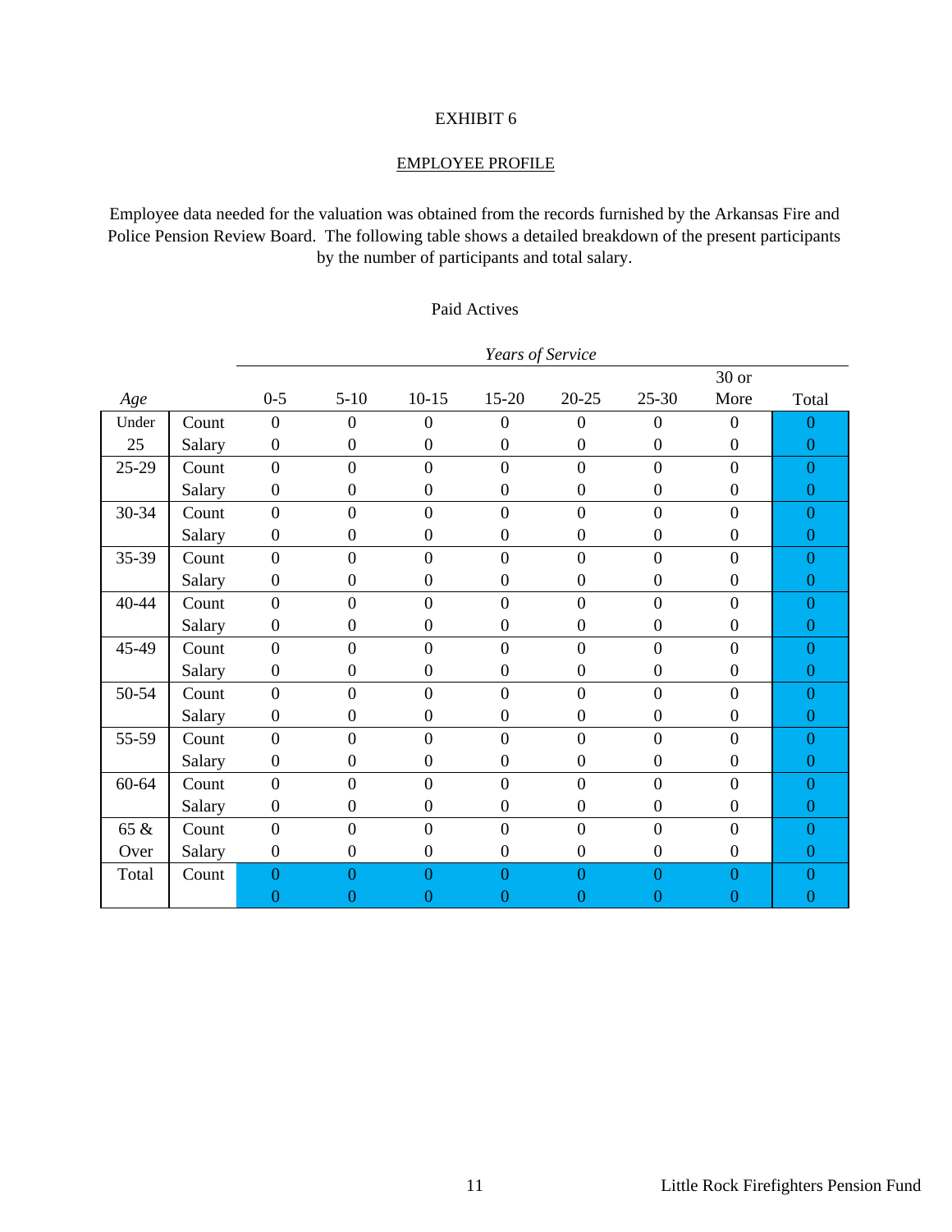EXHIBIT 6

EMPLOYEE PROFILE

Employee data needed for the valuation was obtained from the records furnished by the Arkansas Fire and Police Pension Review Board. The following table shows a detailed breakdown of the present participants by the number of participants and total salary.

Paid Actives

| | | *Years of Service* | | | | | | | |
|---|---|---|---|---|---|---|---|---|---|
| *Age* | | 0-5 | 5-10 | 10-15 | 15-20 | 20-25 | 25-30 | 30 or More | Total |
| Under 25 | Count | 0 | 0 | 0 | 0 | 0 | 0 | 0 | 0 |
| | Salary | 0 | 0 | 0 | 0 | 0 | 0 | 0 | 0 |
| 25-29 | Count | 0 | 0 | 0 | 0 | 0 | 0 | 0 | 0 |
| | Salary | 0 | 0 | 0 | 0 | 0 | 0 | 0 | 0 |
| 30-34 | Count | 0 | 0 | 0 | 0 | 0 | 0 | 0 | 0 |
| | Salary | 0 | 0 | 0 | 0 | 0 | 0 | 0 | 0 |
| 35-39 | Count | 0 | 0 | 0 | 0 | 0 | 0 | 0 | 0 |
| | Salary | 0 | 0 | 0 | 0 | 0 | 0 | 0 | 0 |
| 40-44 | Count | 0 | 0 | 0 | 0 | 0 | 0 | 0 | 0 |
| | Salary | 0 | 0 | 0 | 0 | 0 | 0 | 0 | 0 |
| 45-49 | Count | 0 | 0 | 0 | 0 | 0 | 0 | 0 | 0 |
| | Salary | 0 | 0 | 0 | 0 | 0 | 0 | 0 | 0 |
| 50-54 | Count | 0 | 0 | 0 | 0 | 0 | 0 | 0 | 0 |
| | Salary | 0 | 0 | 0 | 0 | 0 | 0 | 0 | 0 |
| 55-59 | Count | 0 | 0 | 0 | 0 | 0 | 0 | 0 | 0 |
| | Salary | 0 | 0 | 0 | 0 | 0 | 0 | 0 | 0 |
| 60-64 | Count | 0 | 0 | 0 | 0 | 0 | 0 | 0 | 0 |
| | Salary | 0 | 0 | 0 | 0 | 0 | 0 | 0 | 0 |
| 65 & Over | Count | 0 | 0 | 0 | 0 | 0 | 0 | 0 | 0 |
| | Salary | 0 | 0 | 0 | 0 | 0 | 0 | 0 | 0 |
| Total | Count | 0 | 0 | 0 | 0 | 0 | 0 | 0 | 0 |
| | | 0 | 0 | 0 | 0 | 0 | 0 | 0 | 0 |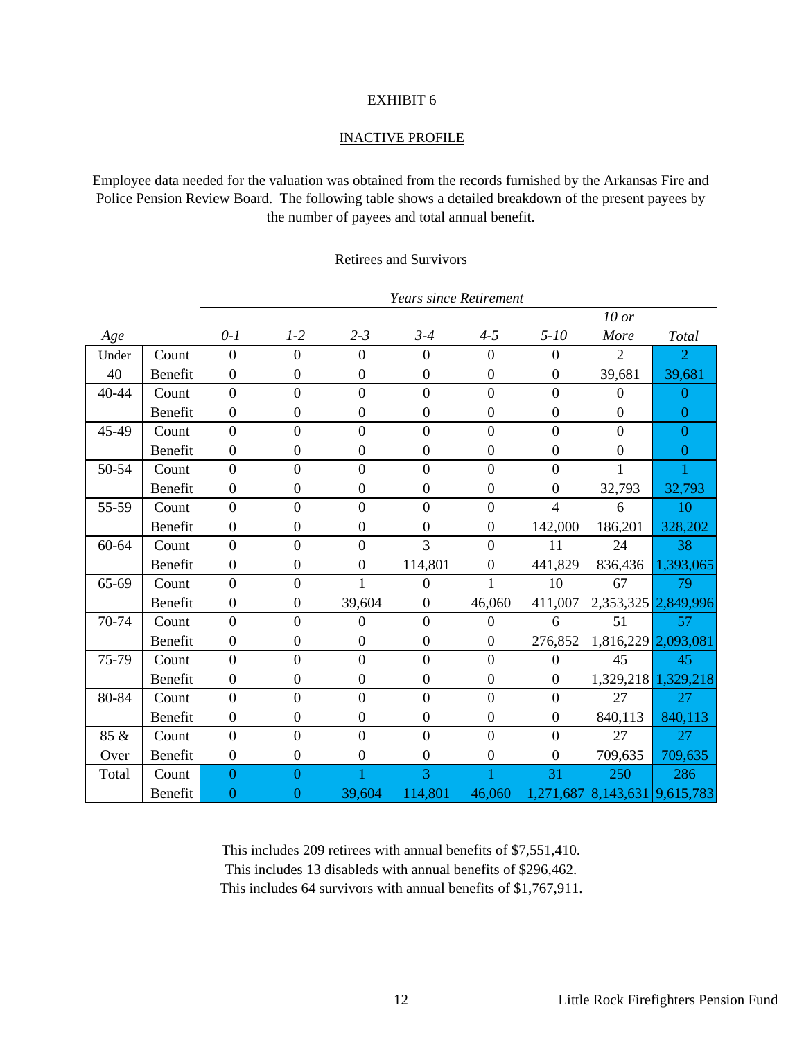EXHIBIT 6

INACTIVE PROFILE

Employee data needed for the valuation was obtained from the records furnished by the Arkansas Fire and Police Pension Review Board. The following table shows a detailed breakdown of the present payees by the number of payees and total annual benefit.

Retirees and Survivors

| | | *Years since Retirement* | | | | | | | |
|---|---|---|---|---|---|---|---|---|---|
| *Age* | | *0-1* | *1-2* | *2-3* | *3-4* | *4-5* | *5-10* | *10 or More* | *Total* |
| Under 40 | Count | 0 | 0 | 0 | 0 | 0 | 0 | 2 | 2 |
| | Benefit | 0 | 0 | 0 | 0 | 0 | 0 | 39,681 | 39,681 |
| 40-44 | Count | 0 | 0 | 0 | 0 | 0 | 0 | 0 | 0 |
| | Benefit | 0 | 0 | 0 | 0 | 0 | 0 | 0 | 0 |
| 45-49 | Count | 0 | 0 | 0 | 0 | 0 | 0 | 0 | 0 |
| | Benefit | 0 | 0 | 0 | 0 | 0 | 0 | 0 | 0 |
| 50-54 | Count | 0 | 0 | 0 | 0 | 0 | 0 | 1 | 1 |
| | Benefit | 0 | 0 | 0 | 0 | 0 | 0 | 32,793 | 32,793 |
| 55-59 | Count | 0 | 0 | 0 | 0 | 0 | 4 | 6 | 10 |
| | Benefit | 0 | 0 | 0 | 0 | 0 | 142,000 | 186,201 | 328,202 |
| 60-64 | Count | 0 | 0 | 0 | 3 | 0 | 11 | 24 | 38 |
| | Benefit | 0 | 0 | 0 | 114,801 | 0 | 441,829 | 836,436 | 1,393,065 |
| 65-69 | Count | 0 | 0 | 1 | 0 | 1 | 10 | 67 | 79 |
| | Benefit | 0 | 0 | 39,604 | 0 | 46,060 | 411,007 | 2,353,325 | 2,849,996 |
| 70-74 | Count | 0 | 0 | 0 | 0 | 0 | 6 | 51 | 57 |
| | Benefit | 0 | 0 | 0 | 0 | 0 | 276,852 | 1,816,229 | 2,093,081 |
| 75-79 | Count | 0 | 0 | 0 | 0 | 0 | 0 | 45 | 45 |
| | Benefit | 0 | 0 | 0 | 0 | 0 | 0 | 1,329,218 | 1,329,218 |
| 80-84 | Count | 0 | 0 | 0 | 0 | 0 | 0 | 27 | 27 |
| | Benefit | 0 | 0 | 0 | 0 | 0 | 0 | 840,113 | 840,113 |
| 85 & Over | Count | 0 | 0 | 0 | 0 | 0 | 0 | 27 | 27 |
| | Benefit | 0 | 0 | 0 | 0 | 0 | 0 | 709,635 | 709,635 |
| Total | Count | 0 | 0 | 1 | 3 | 1 | 31 | 250 | 286 |
| | Benefit | 0 | 0 | 39,604 | 114,801 | 46,060 | 1,271,687 | 8,143,631 | 9,615,783 |

This includes 209 retirees with annual benefits of $7,551,410.
This includes 13 disableds with annual benefits of $296,462.
This includes 64 survivors with annual benefits of $1,767,911.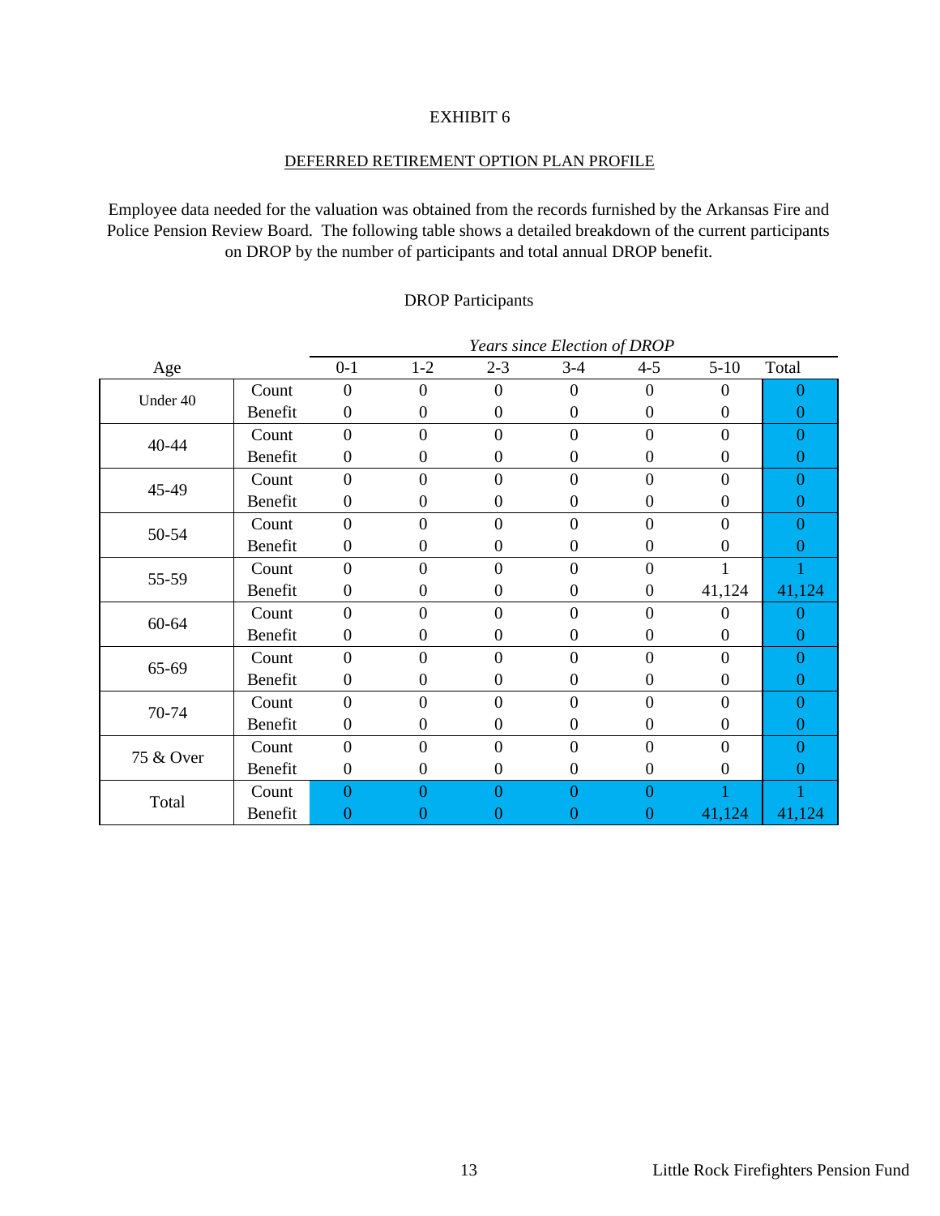EXHIBIT 6

DEFERRED RETIREMENT OPTION PLAN PROFILE

Employee data needed for the valuation was obtained from the records furnished by the Arkansas Fire and Police Pension Review Board. The following table shows a detailed breakdown of the current participants on DROP by the number of participants and total annual DROP benefit.

DROP Participants

| Age | | *Years since Election of DROP* | | | | | | |
|---|---|---|---|---|---|---|---|---|
| | | 0-1 | 1-2 | 2-3 | 3-4 | 4-5 | 5-10 | Total |
| Under 40 | Count | 0 | 0 | 0 | 0 | 0 | 0 | 0 |
| | Benefit | 0 | 0 | 0 | 0 | 0 | 0 | 0 |
| 40-44 | Count | 0 | 0 | 0 | 0 | 0 | 0 | 0 |
| | Benefit | 0 | 0 | 0 | 0 | 0 | 0 | 0 |
| 45-49 | Count | 0 | 0 | 0 | 0 | 0 | 0 | 0 |
| | Benefit | 0 | 0 | 0 | 0 | 0 | 0 | 0 |
| 50-54 | Count | 0 | 0 | 0 | 0 | 0 | 0 | 0 |
| | Benefit | 0 | 0 | 0 | 0 | 0 | 0 | 0 |
| 55-59 | Count | 0 | 0 | 0 | 0 | 0 | 1 | 1 |
| | Benefit | 0 | 0 | 0 | 0 | 0 | 41,124 | 41,124 |
| 60-64 | Count | 0 | 0 | 0 | 0 | 0 | 0 | 0 |
| | Benefit | 0 | 0 | 0 | 0 | 0 | 0 | 0 |
| 65-69 | Count | 0 | 0 | 0 | 0 | 0 | 0 | 0 |
| | Benefit | 0 | 0 | 0 | 0 | 0 | 0 | 0 |
| 70-74 | Count | 0 | 0 | 0 | 0 | 0 | 0 | 0 |
| | Benefit | 0 | 0 | 0 | 0 | 0 | 0 | 0 |
| 75 & Over | Count | 0 | 0 | 0 | 0 | 0 | 0 | 0 |
| | Benefit | 0 | 0 | 0 | 0 | 0 | 0 | 0 |
| Total | Count | 0 | 0 | 0 | 0 | 0 | 1 | 1 |
| | Benefit | 0 | 0 | 0 | 0 | 0 | 41,124 | 41,124 |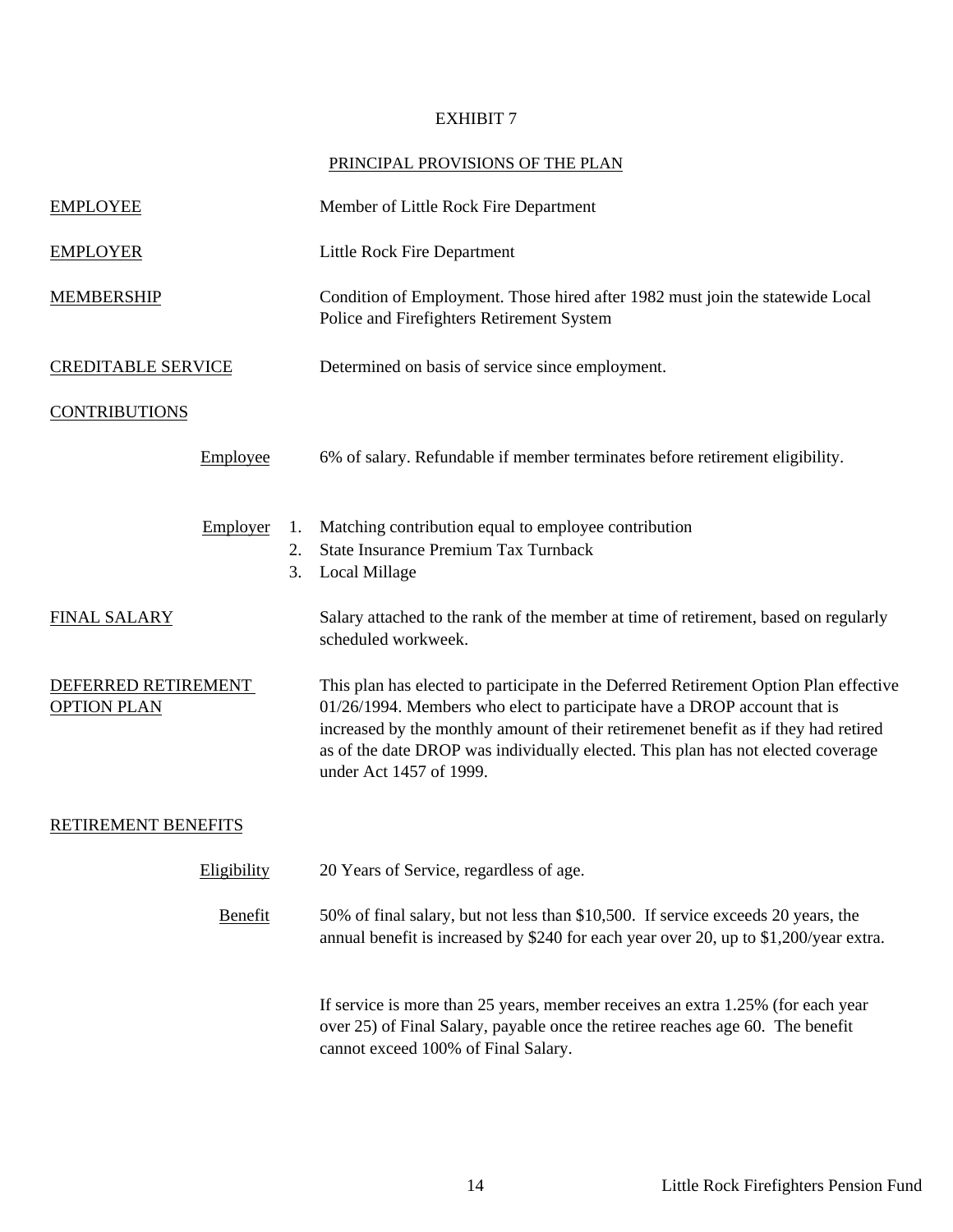# EXHIBIT 7

## PRINCIPAL PROVISIONS OF THE PLAN

**EMPLOYEE**

Member of Little Rock Fire Department

**EMPLOYER**

Little Rock Fire Department

**MEMBERSHIP**

Condition of Employment. Those hired after 1982 must join the statewide Local Police and Firefighters Retirement System

**CREDITABLE SERVICE**

Determined on basis of service since employment.

**CONTRIBUTIONS**

*Employee*

6% of salary. Refundable if member terminates before retirement eligibility.

*Employer*

1. Matching contribution equal to employee contribution
2. State Insurance Premium Tax Turnback
3. Local Millage

**FINAL SALARY**

Salary attached to the rank of the member at time of retirement, based on regularly scheduled workweek.

**DEFERRED RETIREMENT OPTION PLAN**

This plan has elected to participate in the Deferred Retirement Option Plan effective 01/26/1994. Members who elect to participate have a DROP account that is increased by the monthly amount of their retiremenet benefit as if they had retired as of the date DROP was individually elected. This plan has not elected coverage under Act 1457 of 1999.

**RETIREMENT BENEFITS**

*Eligibility*

20 Years of Service, regardless of age.

*Benefit*

50% of final salary, but not less than $10,500. If service exceeds 20 years, the annual benefit is increased by $240 for each year over 20, up to $1,200/year extra.

If service is more than 25 years, member receives an extra 1.25% (for each year over 25) of Final Salary, payable once the retiree reaches age 60. The benefit cannot exceed 100% of Final Salary.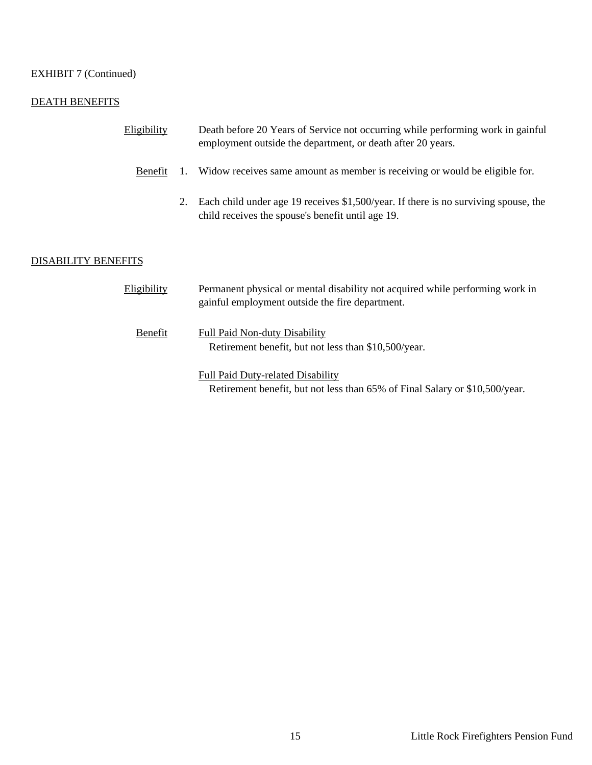EXHIBIT 7 (Continued)

DEATH BENEFITS

| | | |
|---|---|---|
| Eligibility | | Death before 20 Years of Service not occurring while performing work in gainful employment outside the department, or death after 20 years. |
| Benefit | 1. | Widow receives same amount as member is receiving or would be eligible for. |
| | 2. | Each child under age 19 receives $1,500/year. If there is no surviving spouse, the child receives the spouse's benefit until age 19. |

DISABILITY BENEFITS

| | |
|---|---|
| Eligibility | Permanent physical or mental disability not acquired while performing work in gainful employment outside the fire department. |
| Benefit | Full Paid Non-duty Disability<br>Retirement benefit, but not less than $10,500/year. |
| | Full Paid Duty-related Disability<br>Retirement benefit, but not less than 65% of Final Salary or $10,500/year. |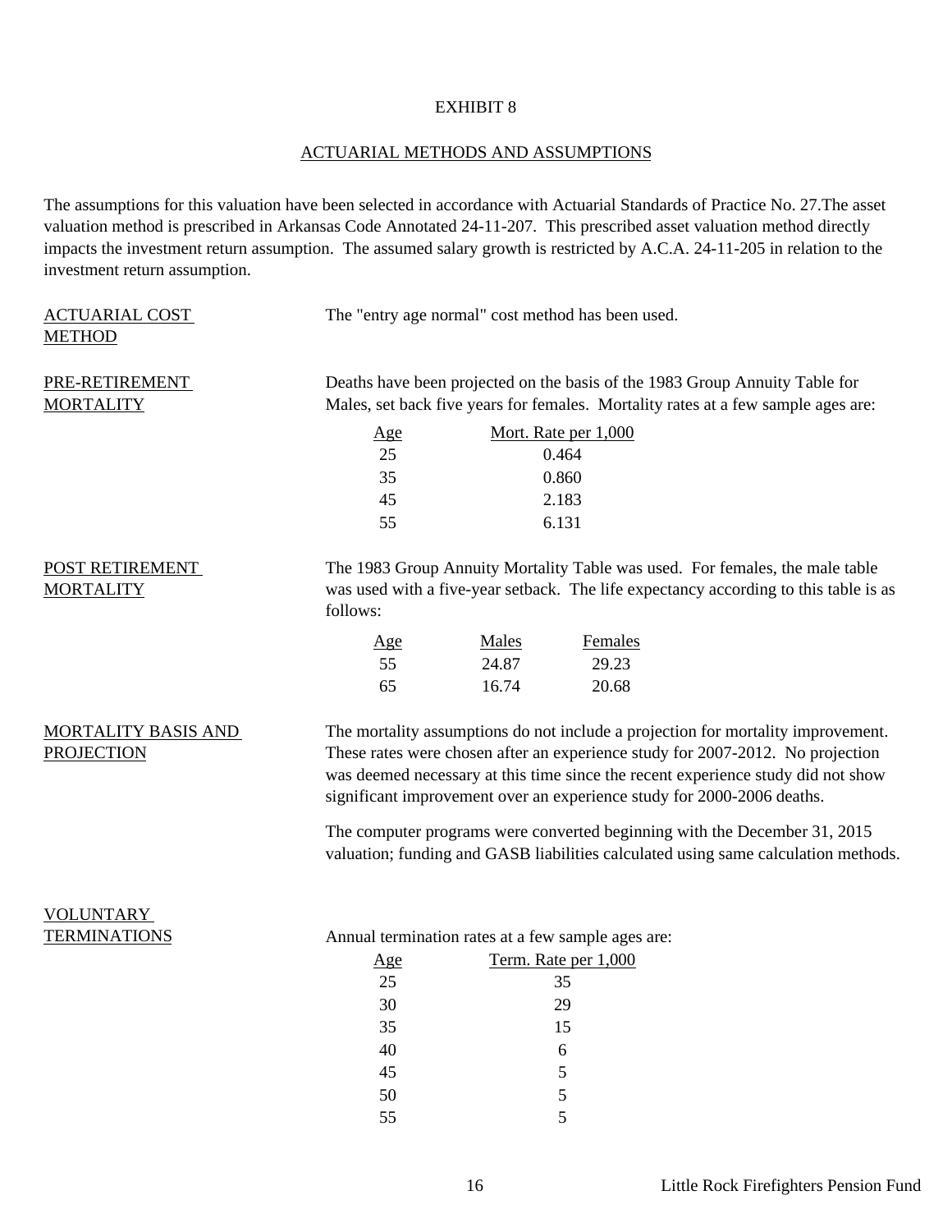# EXHIBIT 8

## ACTUARIAL METHODS AND ASSUMPTIONS

The assumptions for this valuation have been selected in accordance with Actuarial Standards of Practice No. 27.The asset valuation method is prescribed in Arkansas Code Annotated 24-11-207. This prescribed asset valuation method directly impacts the investment return assumption. The assumed salary growth is restricted by A.C.A. 24-11-205 in relation to the investment return assumption.

**ACTUARIAL COST METHOD**

The "entry age normal" cost method has been used.

**PRE-RETIREMENT MORTALITY**

Deaths have been projected on the basis of the 1983 Group Annuity Table for Males, set back five years for females. Mortality rates at a few sample ages are:

| Age | Mort. Rate per 1,000 |
|---|---|
| 25 | 0.464 |
| 35 | 0.860 |
| 45 | 2.183 |
| 55 | 6.131 |

**POST RETIREMENT MORTALITY**

The 1983 Group Annuity Mortality Table was used. For females, the male table was used with a five-year setback. The life expectancy according to this table is as follows:

| Age | Males | Females |
|---|---|---|
| 55 | 24.87 | 29.23 |
| 65 | 16.74 | 20.68 |

**MORTALITY BASIS AND PROJECTION**

The mortality assumptions do not include a projection for mortality improvement. These rates were chosen after an experience study for 2007-2012. No projection was deemed necessary at this time since the recent experience study did not show significant improvement over an experience study for 2000-2006 deaths.

The computer programs were converted beginning with the December 31, 2015 valuation; funding and GASB liabilities calculated using same calculation methods.

**VOLUNTARY TERMINATIONS**

Annual termination rates at a few sample ages are:

| Age | Term. Rate per 1,000 |
|---|---|
| 25 | 35 |
| 30 | 29 |
| 35 | 15 |
| 40 | 6 |
| 45 | 5 |
| 50 | 5 |
| 55 | 5 |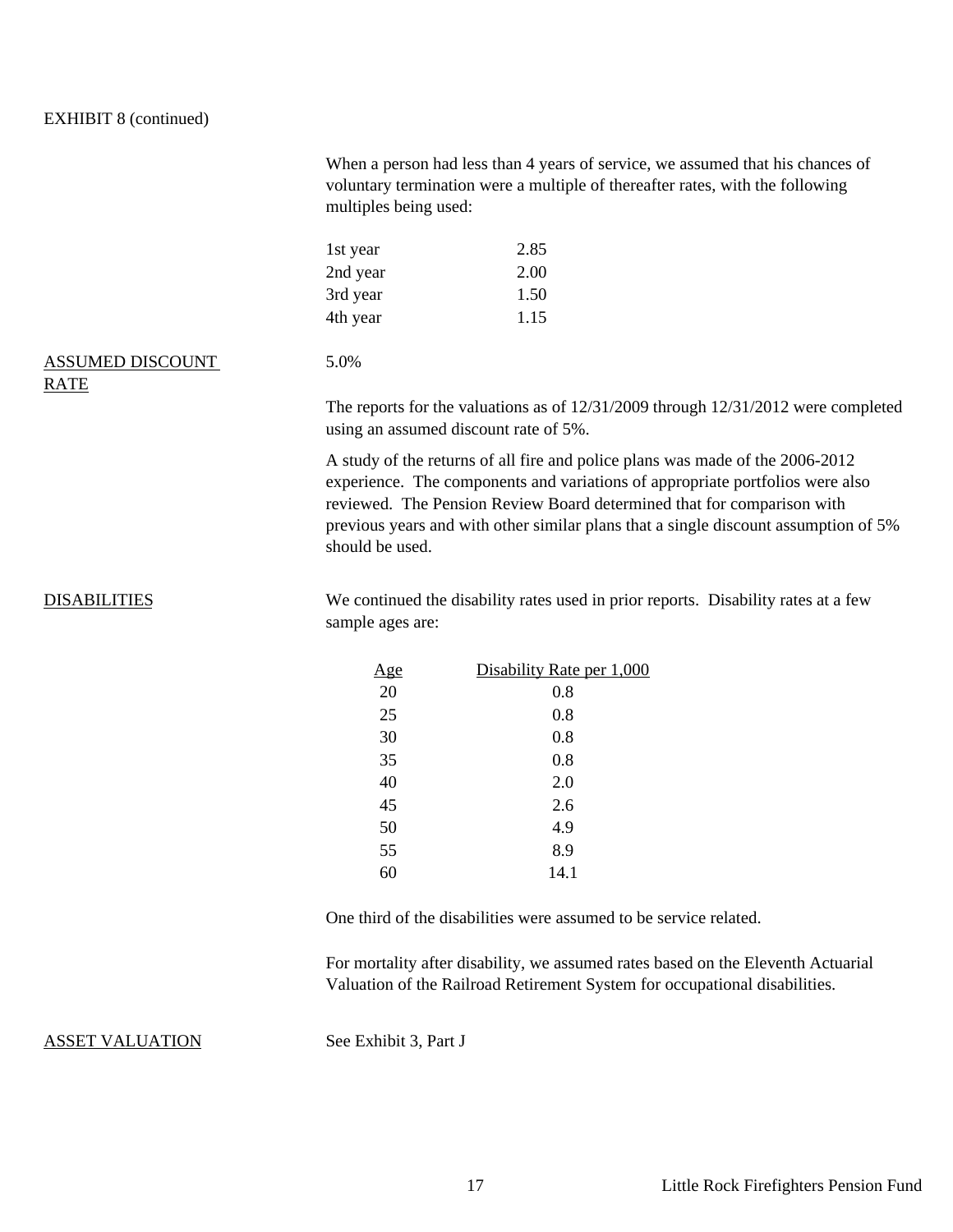EXHIBIT 8 (continued)

When a person had less than 4 years of service, we assumed that his chances of voluntary termination were a multiple of thereafter rates, with the following multiples being used:

| | |
|---|---|
| 1st year | 2.85 |
| 2nd year | 2.00 |
| 3rd year | 1.50 |
| 4th year | 1.15 |

**ASSUMED DISCOUNT RATE**

5.0%

The reports for the valuations as of 12/31/2009 through 12/31/2012 were completed using an assumed discount rate of 5%.

A study of the returns of all fire and police plans was made of the 2006-2012 experience. The components and variations of appropriate portfolios were also reviewed. The Pension Review Board determined that for comparison with previous years and with other similar plans that a single discount assumption of 5% should be used.

**DISABILITIES**

We continued the disability rates used in prior reports. Disability rates at a few sample ages are:

| Age | Disability Rate per 1,000 |
|---|---|
| 20 | 0.8 |
| 25 | 0.8 |
| 30 | 0.8 |
| 35 | 0.8 |
| 40 | 2.0 |
| 45 | 2.6 |
| 50 | 4.9 |
| 55 | 8.9 |
| 60 | 14.1 |

One third of the disabilities were assumed to be service related.

For mortality after disability, we assumed rates based on the Eleventh Actuarial Valuation of the Railroad Retirement System for occupational disabilities.

**ASSET VALUATION**

See Exhibit 3, Part J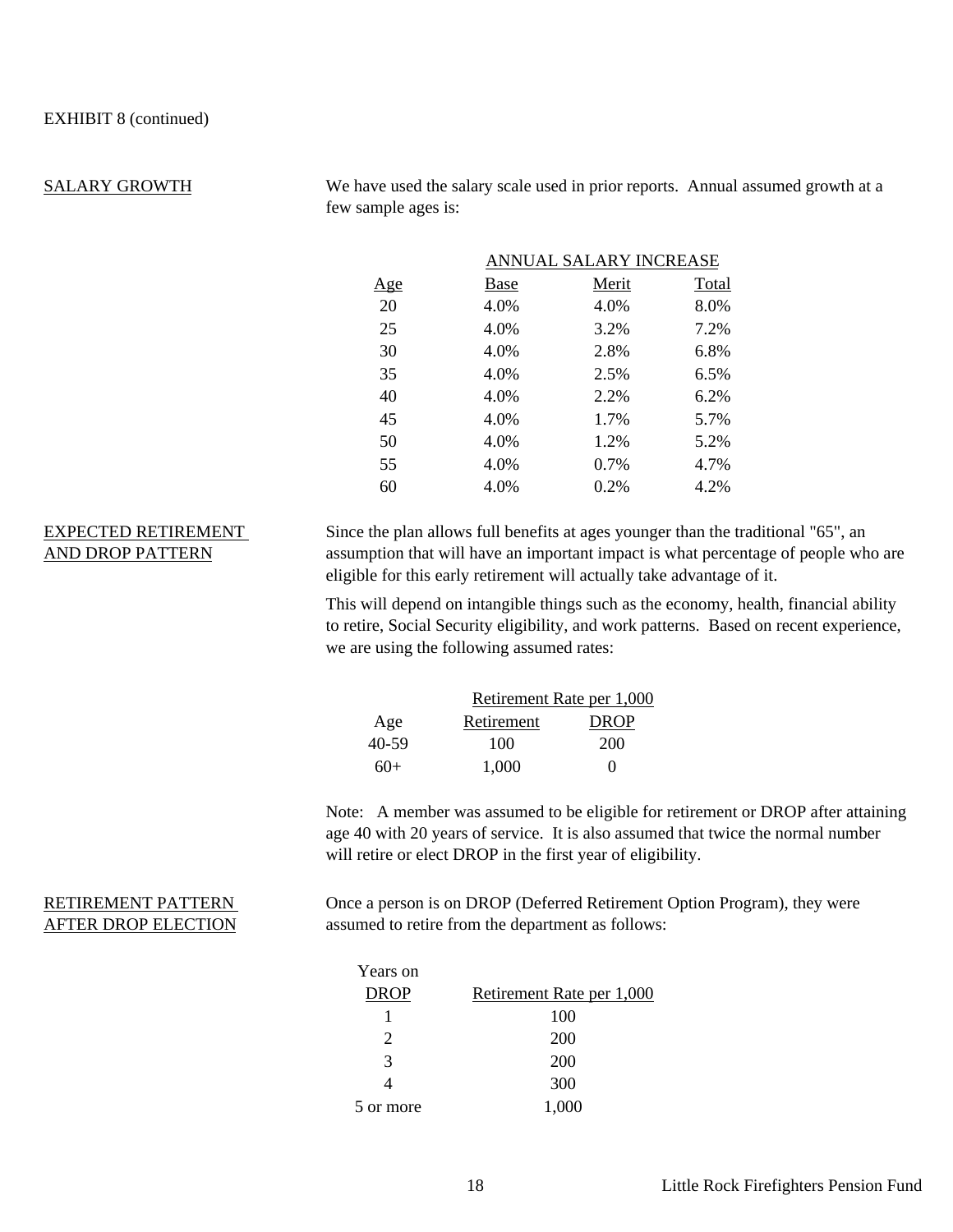EXHIBIT 8 (continued)

**SALARY GROWTH**

We have used the salary scale used in prior reports. Annual assumed growth at a few sample ages is:

| | ANNUAL SALARY INCREASE | | |
|---|---|---|---|
| Age | Base | Merit | Total |
| 20 | 4.0% | 4.0% | 8.0% |
| 25 | 4.0% | 3.2% | 7.2% |
| 30 | 4.0% | 2.8% | 6.8% |
| 35 | 4.0% | 2.5% | 6.5% |
| 40 | 4.0% | 2.2% | 6.2% |
| 45 | 4.0% | 1.7% | 5.7% |
| 50 | 4.0% | 1.2% | 5.2% |
| 55 | 4.0% | 0.7% | 4.7% |
| 60 | 4.0% | 0.2% | 4.2% |

**EXPECTED RETIREMENT AND DROP PATTERN**

Since the plan allows full benefits at ages younger than the traditional "65", an assumption that will have an important impact is what percentage of people who are eligible for this early retirement will actually take advantage of it.

This will depend on intangible things such as the economy, health, financial ability to retire, Social Security eligibility, and work patterns. Based on recent experience, we are using the following assumed rates:

| | Retirement Rate per 1,000 | |
|---|---|---|
| Age | Retirement | DROP |
| 40-59 | 100 | 200 |
| 60+ | 1,000 | 0 |

Note: A member was assumed to be eligible for retirement or DROP after attaining age 40 with 20 years of service. It is also assumed that twice the normal number will retire or elect DROP in the first year of eligibility.

**RETIREMENT PATTERN AFTER DROP ELECTION**

Once a person is on DROP (Deferred Retirement Option Program), they were assumed to retire from the department as follows:

| Years on DROP | Retirement Rate per 1,000 |
|---|---|
| 1 | 100 |
| 2 | 200 |
| 3 | 200 |
| 4 | 300 |
| 5 or more | 1,000 |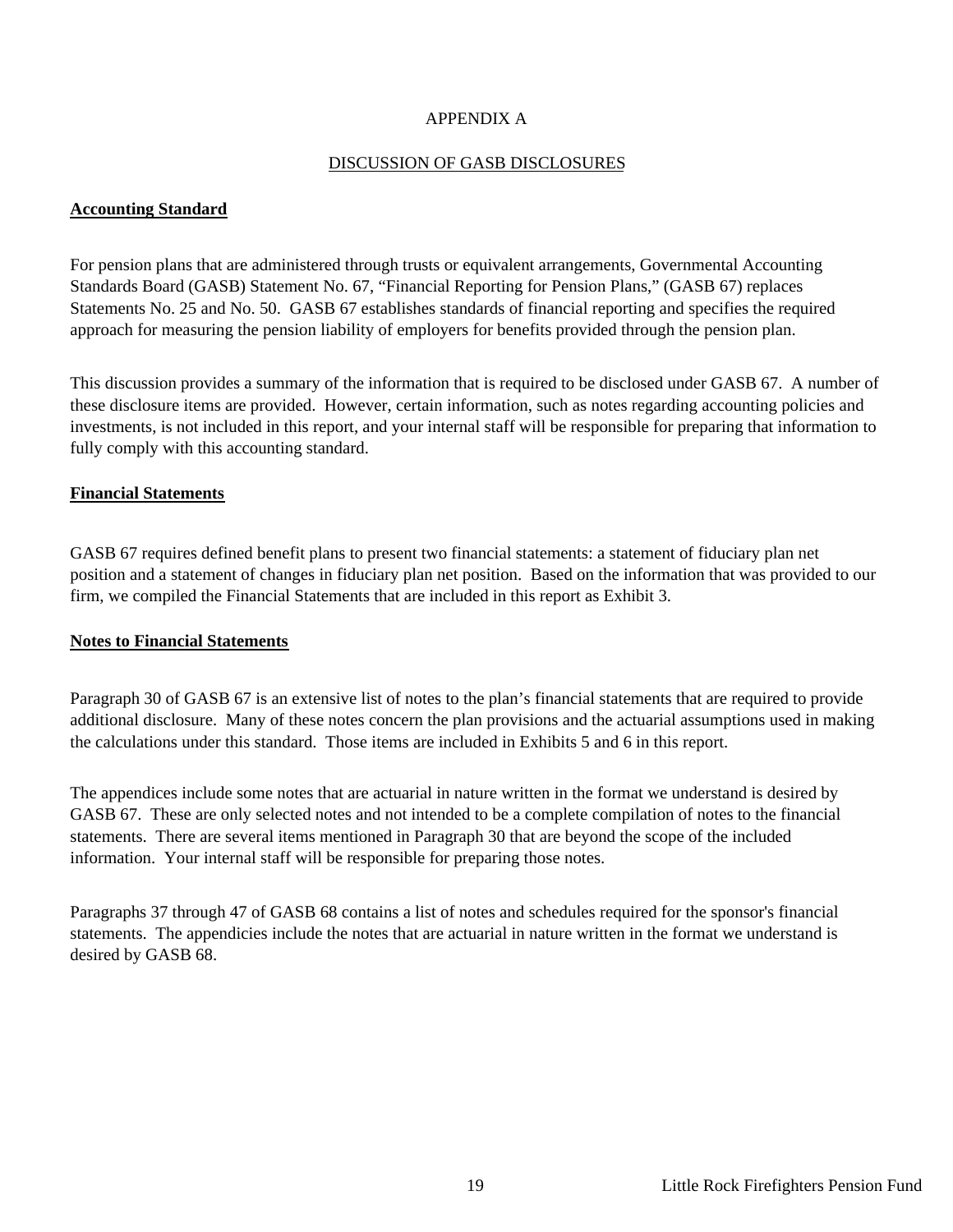# APPENDIX A

## DISCUSSION OF GASB DISCLOSURES

### Accounting Standard

For pension plans that are administered through trusts or equivalent arrangements, Governmental Accounting Standards Board (GASB) Statement No. 67, "Financial Reporting for Pension Plans," (GASB 67) replaces Statements No. 25 and No. 50. GASB 67 establishes standards of financial reporting and specifies the required approach for measuring the pension liability of employers for benefits provided through the pension plan.

This discussion provides a summary of the information that is required to be disclosed under GASB 67. A number of these disclosure items are provided. However, certain information, such as notes regarding accounting policies and investments, is not included in this report, and your internal staff will be responsible for preparing that information to fully comply with this accounting standard.

### Financial Statements

GASB 67 requires defined benefit plans to present two financial statements: a statement of fiduciary plan net position and a statement of changes in fiduciary plan net position. Based on the information that was provided to our firm, we compiled the Financial Statements that are included in this report as Exhibit 3.

### Notes to Financial Statements

Paragraph 30 of GASB 67 is an extensive list of notes to the plan's financial statements that are required to provide additional disclosure. Many of these notes concern the plan provisions and the actuarial assumptions used in making the calculations under this standard. Those items are included in Exhibits 5 and 6 in this report.

The appendices include some notes that are actuarial in nature written in the format we understand is desired by GASB 67. These are only selected notes and not intended to be a complete compilation of notes to the financial statements. There are several items mentioned in Paragraph 30 that are beyond the scope of the included information. Your internal staff will be responsible for preparing those notes.

Paragraphs 37 through 47 of GASB 68 contains a list of notes and schedules required for the sponsor's financial statements. The appendicies include the notes that are actuarial in nature written in the format we understand is desired by GASB 68.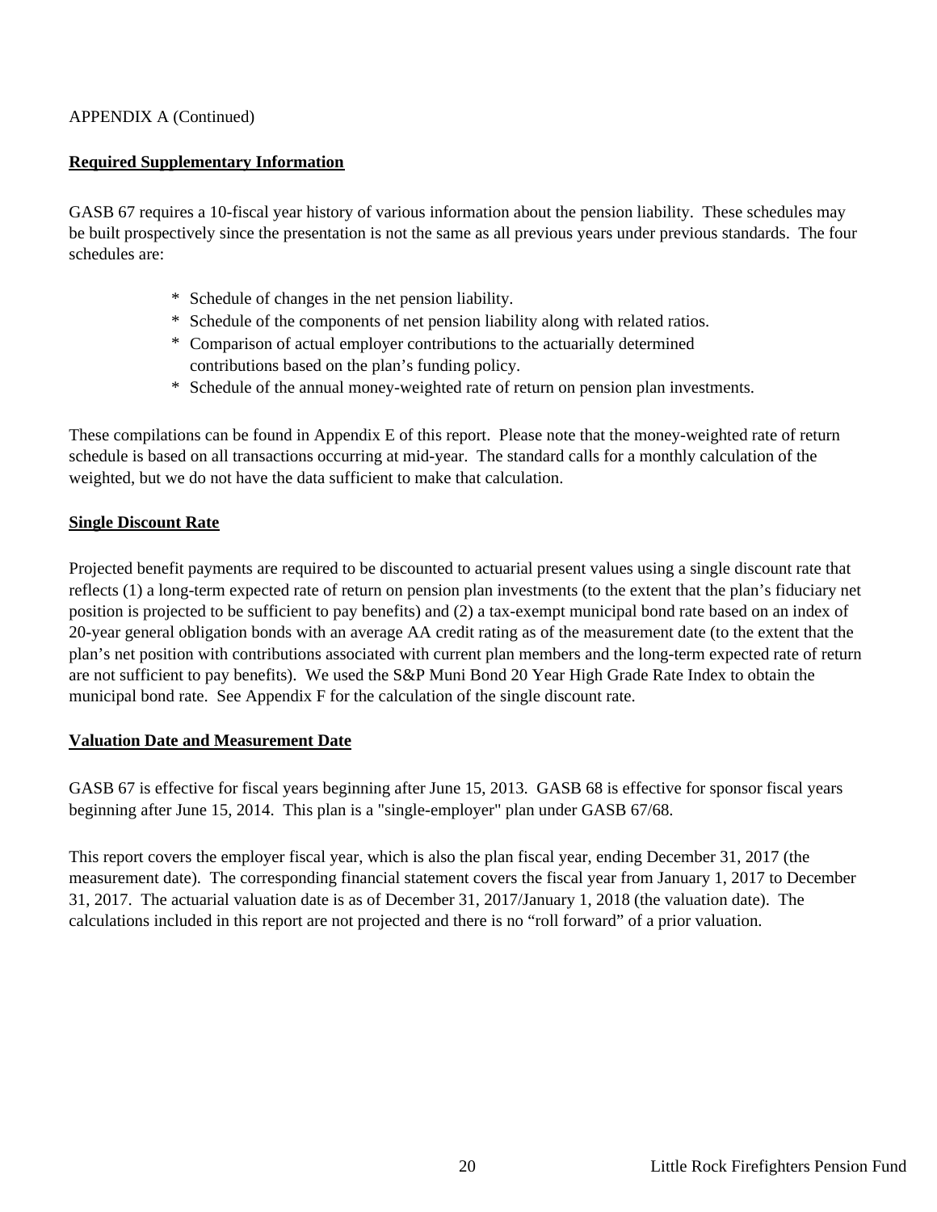APPENDIX A (Continued)

## Required Supplementary Information

GASB 67 requires a 10-fiscal year history of various information about the pension liability. These schedules may be built prospectively since the presentation is not the same as all previous years under previous standards. The four schedules are:

* Schedule of changes in the net pension liability.
* Schedule of the components of net pension liability along with related ratios.
* Comparison of actual employer contributions to the actuarially determined contributions based on the plan's funding policy.
* Schedule of the annual money-weighted rate of return on pension plan investments.

These compilations can be found in Appendix E of this report. Please note that the money-weighted rate of return schedule is based on all transactions occurring at mid-year. The standard calls for a monthly calculation of the weighted, but we do not have the data sufficient to make that calculation.

## Single Discount Rate

Projected benefit payments are required to be discounted to actuarial present values using a single discount rate that reflects (1) a long-term expected rate of return on pension plan investments (to the extent that the plan's fiduciary net position is projected to be sufficient to pay benefits) and (2) a tax-exempt municipal bond rate based on an index of 20-year general obligation bonds with an average AA credit rating as of the measurement date (to the extent that the plan's net position with contributions associated with current plan members and the long-term expected rate of return are not sufficient to pay benefits). We used the S&P Muni Bond 20 Year High Grade Rate Index to obtain the municipal bond rate. See Appendix F for the calculation of the single discount rate.

## Valuation Date and Measurement Date

GASB 67 is effective for fiscal years beginning after June 15, 2013. GASB 68 is effective for sponsor fiscal years beginning after June 15, 2014. This plan is a "single-employer" plan under GASB 67/68.

This report covers the employer fiscal year, which is also the plan fiscal year, ending December 31, 2017 (the measurement date). The corresponding financial statement covers the fiscal year from January 1, 2017 to December 31, 2017. The actuarial valuation date is as of December 31, 2017/January 1, 2018 (the valuation date). The calculations included in this report are not projected and there is no "roll forward" of a prior valuation.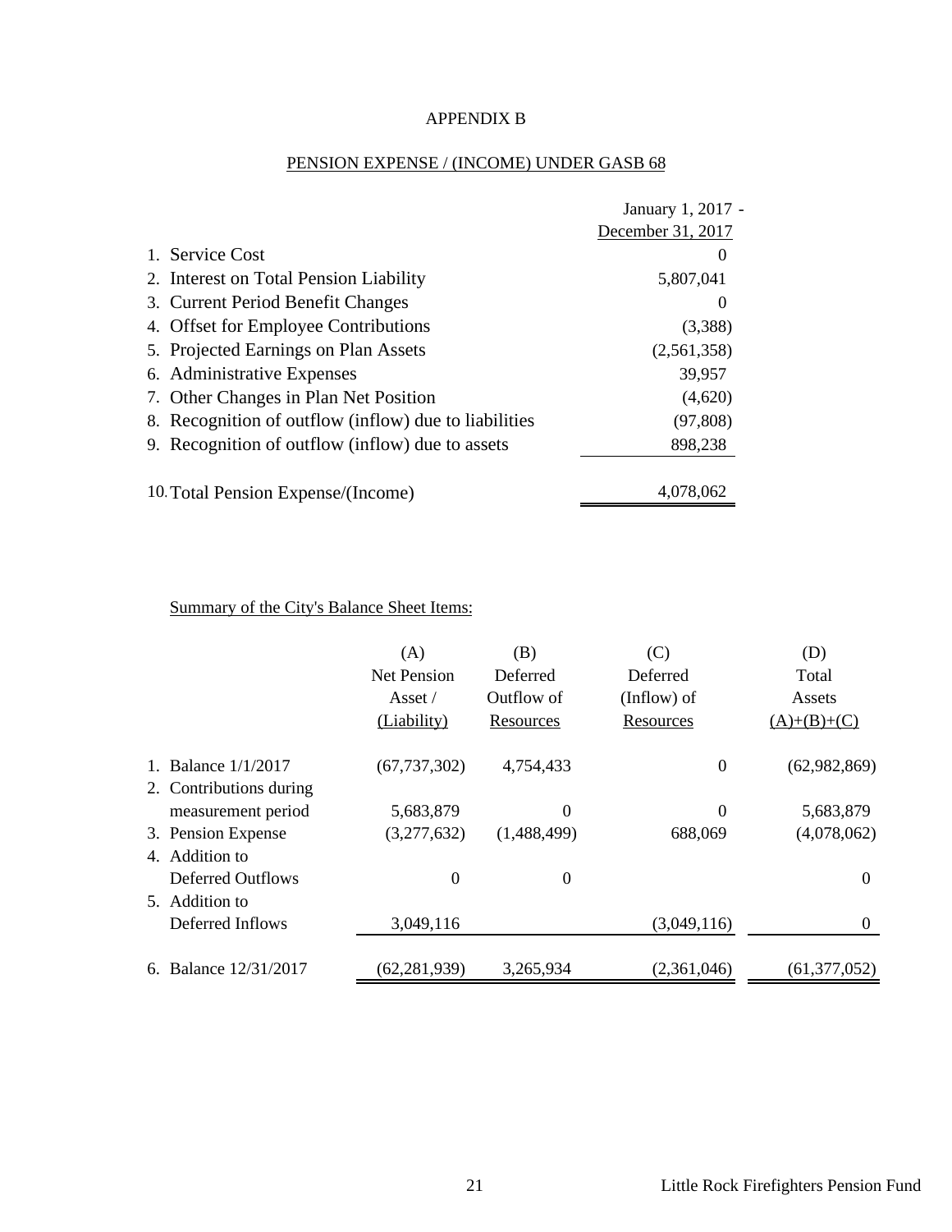# APPENDIX B

## PENSION EXPENSE / (INCOME) UNDER GASB 68

| | January 1, 2017 - December 31, 2017 |
|---|---|
| 1. Service Cost | 0 |
| 2. Interest on Total Pension Liability | 5,807,041 |
| 3. Current Period Benefit Changes | 0 |
| 4. Offset for Employee Contributions | (3,388) |
| 5. Projected Earnings on Plan Assets | (2,561,358) |
| 6. Administrative Expenses | 39,957 |
| 7. Other Changes in Plan Net Position | (4,620) |
| 8. Recognition of outflow (inflow) due to liabilities | (97,808) |
| 9. Recognition of outflow (inflow) due to assets | 898,238 |
| 10. Total Pension Expense/(Income) | 4,078,062 |

Summary of the City's Balance Sheet Items:

| | (A) Net Pension Asset / (Liability) | (B) Deferred Outflow of Resources | (C) Deferred (Inflow) of Resources | (D) Total Assets (A)+(B)+(C) |
|---|---|---|---|---|
| 1. Balance 1/1/2017 | (67,737,302) | 4,754,433 | 0 | (62,982,869) |
| 2. Contributions during measurement period | 5,683,879 | 0 | 0 | 5,683,879 |
| 3. Pension Expense | (3,277,632) | (1,488,499) | 688,069 | (4,078,062) |
| 4. Addition to Deferred Outflows | 0 | 0 | | 0 |
| 5. Addition to Deferred Inflows | 3,049,116 | | (3,049,116) | 0 |
| 6. Balance 12/31/2017 | (62,281,939) | 3,265,934 | (2,361,046) | (61,377,052) |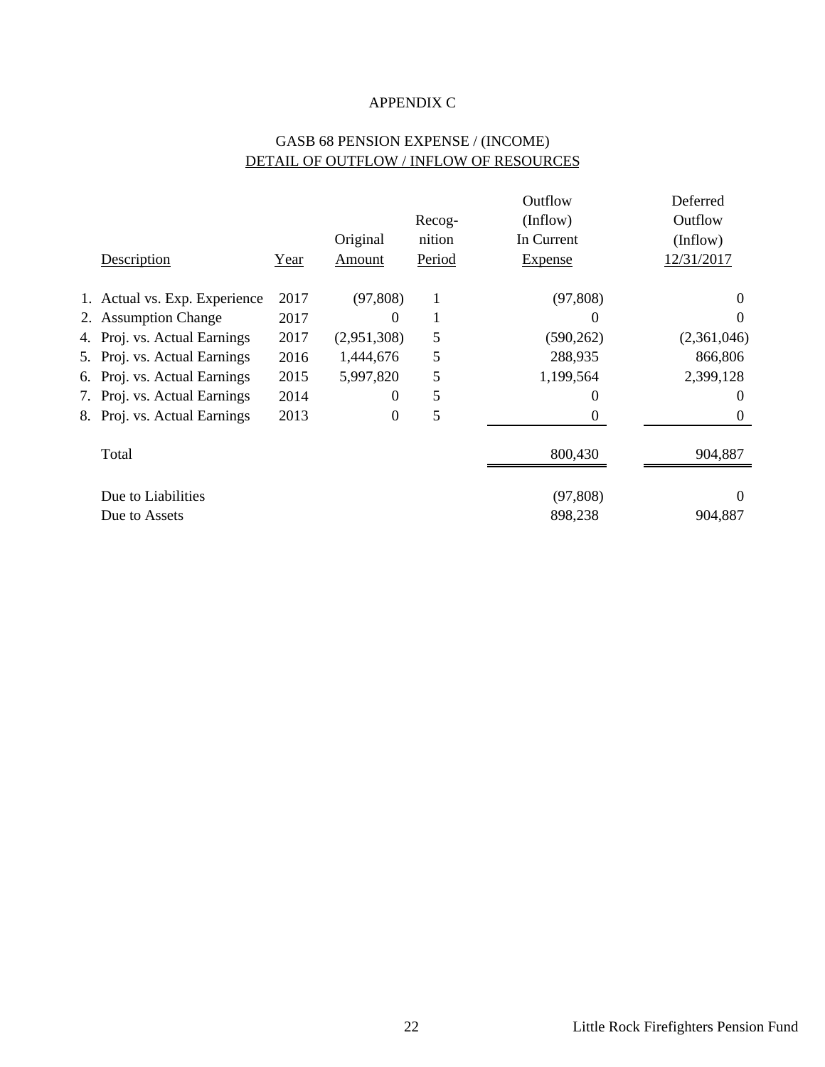# APPENDIX C

## GASB 68 PENSION EXPENSE / (INCOME)
## DETAIL OF OUTFLOW / INFLOW OF RESOURCES

| Description | Year | Original Amount | Recog-nition Period | Outflow (Inflow) In Current Expense | Deferred Outflow (Inflow) 12/31/2017 |
|---|---|---|---|---|---|
| 1. Actual vs. Exp. Experience | 2017 | (97,808) | 1 | (97,808) | 0 |
| 2. Assumption Change | 2017 | 0 | 1 | 0 | 0 |
| 4. Proj. vs. Actual Earnings | 2017 | (2,951,308) | 5 | (590,262) | (2,361,046) |
| 5. Proj. vs. Actual Earnings | 2016 | 1,444,676 | 5 | 288,935 | 866,806 |
| 6. Proj. vs. Actual Earnings | 2015 | 5,997,820 | 5 | 1,199,564 | 2,399,128 |
| 7. Proj. vs. Actual Earnings | 2014 | 0 | 5 | 0 | 0 |
| 8. Proj. vs. Actual Earnings | 2013 | 0 | 5 | 0 | 0 |
| Total | | | | 800,430 | 904,887 |
| Due to Liabilities | | | | (97,808) | 0 |
| Due to Assets | | | | 898,238 | 904,887 |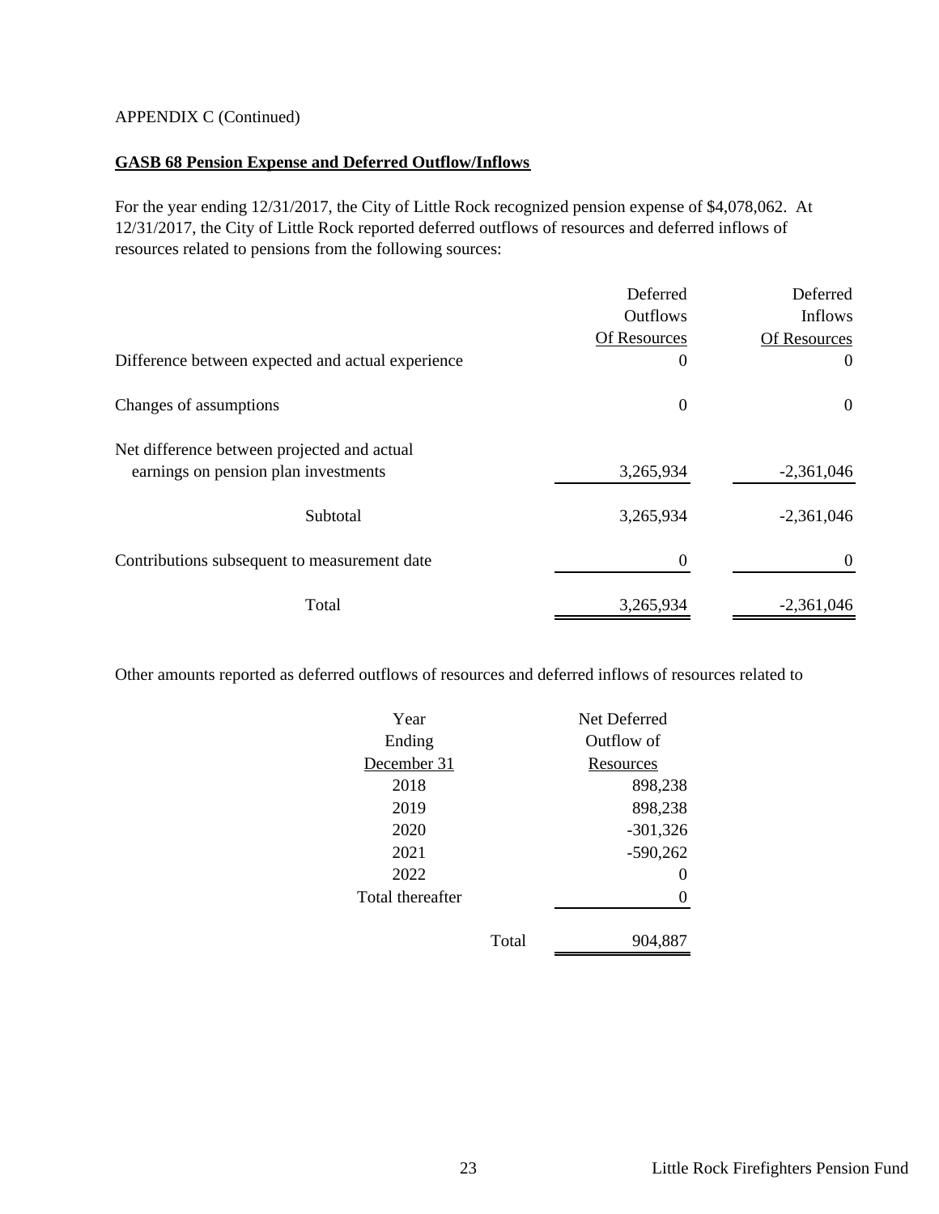APPENDIX C (Continued)

**GASB 68 Pension Expense and Deferred Outflow/Inflows**

For the year ending 12/31/2017, the City of Little Rock recognized pension expense of $4,078,062. At 12/31/2017, the City of Little Rock reported deferred outflows of resources and deferred inflows of resources related to pensions from the following sources:

| | Deferred Outflows Of Resources | Deferred Inflows Of Resources |
|---|---|---|
| Difference between expected and actual experience | 0 | 0 |
| Changes of assumptions | 0 | 0 |
| Net difference between projected and actual earnings on pension plan investments | 3,265,934 | -2,361,046 |
| Subtotal | 3,265,934 | -2,361,046 |
| Contributions subsequent to measurement date | 0 | 0 |
| Total | 3,265,934 | -2,361,046 |

Other amounts reported as deferred outflows of resources and deferred inflows of resources related to

| Year Ending December 31 | Net Deferred Outflow of Resources |
|---|---|
| 2018 | 898,238 |
| 2019 | 898,238 |
| 2020 | -301,326 |
| 2021 | -590,262 |
| 2022 | 0 |
| Total thereafter | 0 |
| Total | 904,887 |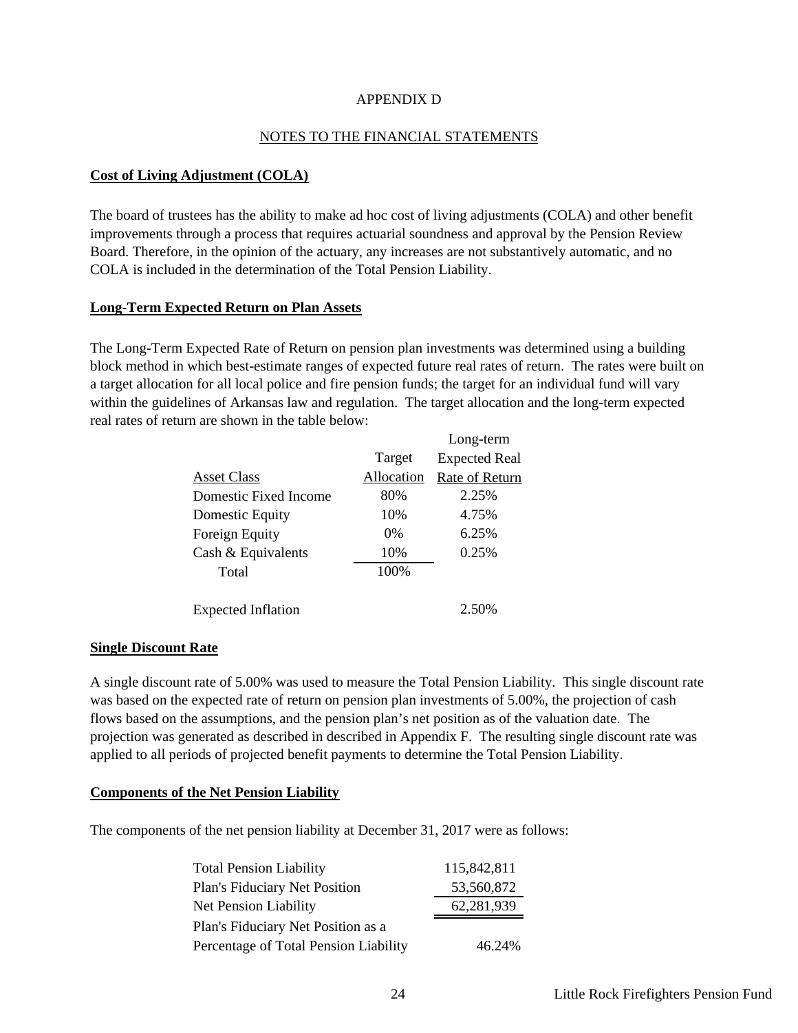# APPENDIX D

## NOTES TO THE FINANCIAL STATEMENTS

### Cost of Living Adjustment (COLA)

The board of trustees has the ability to make ad hoc cost of living adjustments (COLA) and other benefit improvements through a process that requires actuarial soundness and approval by the Pension Review Board. Therefore, in the opinion of the actuary, any increases are not substantively automatic, and no COLA is included in the determination of the Total Pension Liability.

### Long-Term Expected Return on Plan Assets

The Long-Term Expected Rate of Return on pension plan investments was determined using a building block method in which best-estimate ranges of expected future real rates of return. The rates were built on a target allocation for all local police and fire pension funds; the target for an individual fund will vary within the guidelines of Arkansas law and regulation. The target allocation and the long-term expected real rates of return are shown in the table below:

| Asset Class | Target Allocation | Long-term Expected Real Rate of Return |
|---|---|---|
| Domestic Fixed Income | 80% | 2.25% |
| Domestic Equity | 10% | 4.75% |
| Foreign Equity | 0% | 6.25% |
| Cash & Equivalents | 10% | 0.25% |
| Total | 100% | |
| | | |
| Expected Inflation | | 2.50% |

### Single Discount Rate

A single discount rate of 5.00% was used to measure the Total Pension Liability. This single discount rate was based on the expected rate of return on pension plan investments of 5.00%, the projection of cash flows based on the assumptions, and the pension plan's net position as of the valuation date. The projection was generated as described in described in Appendix F. The resulting single discount rate was applied to all periods of projected benefit payments to determine the Total Pension Liability.

### Components of the Net Pension Liability

The components of the net pension liability at December 31, 2017 were as follows:

| | |
|---|---|
| Total Pension Liability | 115,842,811 |
| Plan's Fiduciary Net Position | 53,560,872 |
| Net Pension Liability | 62,281,939 |
| Plan's Fiduciary Net Position as a Percentage of Total Pension Liability | 46.24% |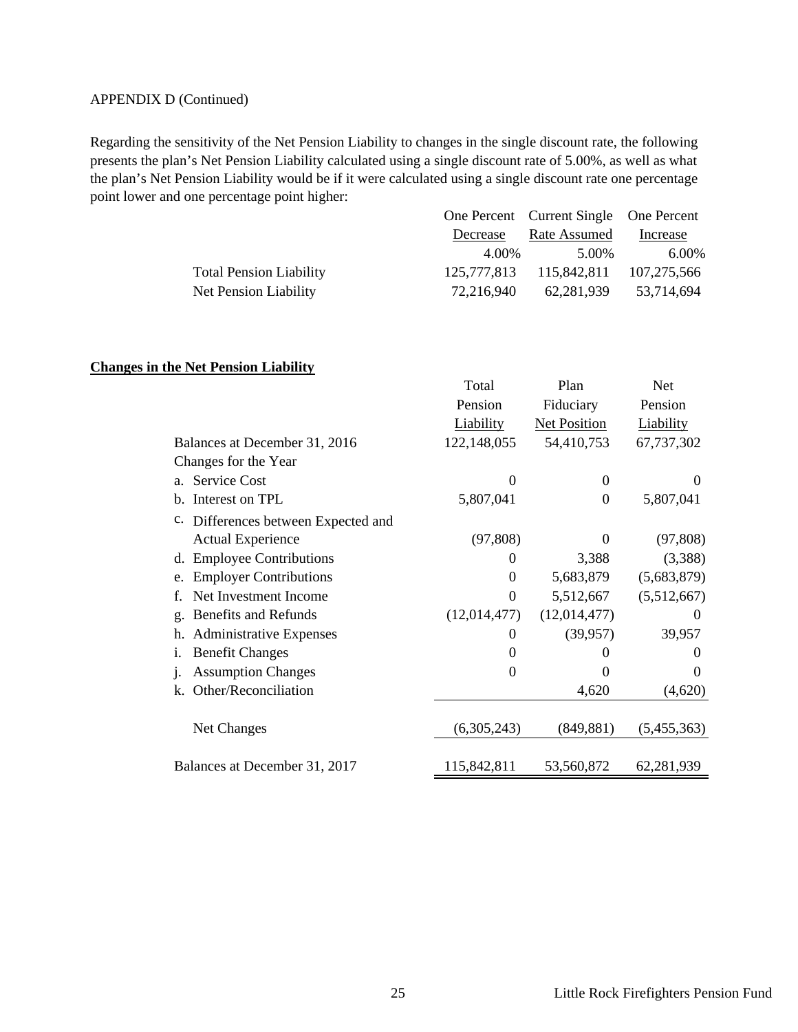APPENDIX D (Continued)

Regarding the sensitivity of the Net Pension Liability to changes in the single discount rate, the following presents the plan's Net Pension Liability calculated using a single discount rate of 5.00%, as well as what the plan's Net Pension Liability would be if it were calculated using a single discount rate one percentage point lower and one percentage point higher:

| | One Percent Decrease | Current Single Rate Assumed | One Percent Increase |
|---|---|---|---|
| | 4.00% | 5.00% | 6.00% |
| Total Pension Liability | 125,777,813 | 115,842,811 | 107,275,566 |
| Net Pension Liability | 72,216,940 | 62,281,939 | 53,714,694 |

**Changes in the Net Pension Liability**

| | Total Pension Liability | Plan Fiduciary Net Position | Net Pension Liability |
|---|---|---|---|
| Balances at December 31, 2016 | 122,148,055 | 54,410,753 | 67,737,302 |
| Changes for the Year | | | |
| a. Service Cost | 0 | 0 | 0 |
| b. Interest on TPL | 5,807,041 | 0 | 5,807,041 |
| c. Differences between Expected and Actual Experience | (97,808) | 0 | (97,808) |
| d. Employee Contributions | 0 | 3,388 | (3,388) |
| e. Employer Contributions | 0 | 5,683,879 | (5,683,879) |
| f. Net Investment Income | 0 | 5,512,667 | (5,512,667) |
| g. Benefits and Refunds | (12,014,477) | (12,014,477) | 0 |
| h. Administrative Expenses | 0 | (39,957) | 39,957 |
| i. Benefit Changes | 0 | 0 | 0 |
| j. Assumption Changes | 0 | 0 | 0 |
| k. Other/Reconciliation | | 4,620 | (4,620) |
| Net Changes | (6,305,243) | (849,881) | (5,455,363) |
| Balances at December 31, 2017 | 115,842,811 | 53,560,872 | 62,281,939 |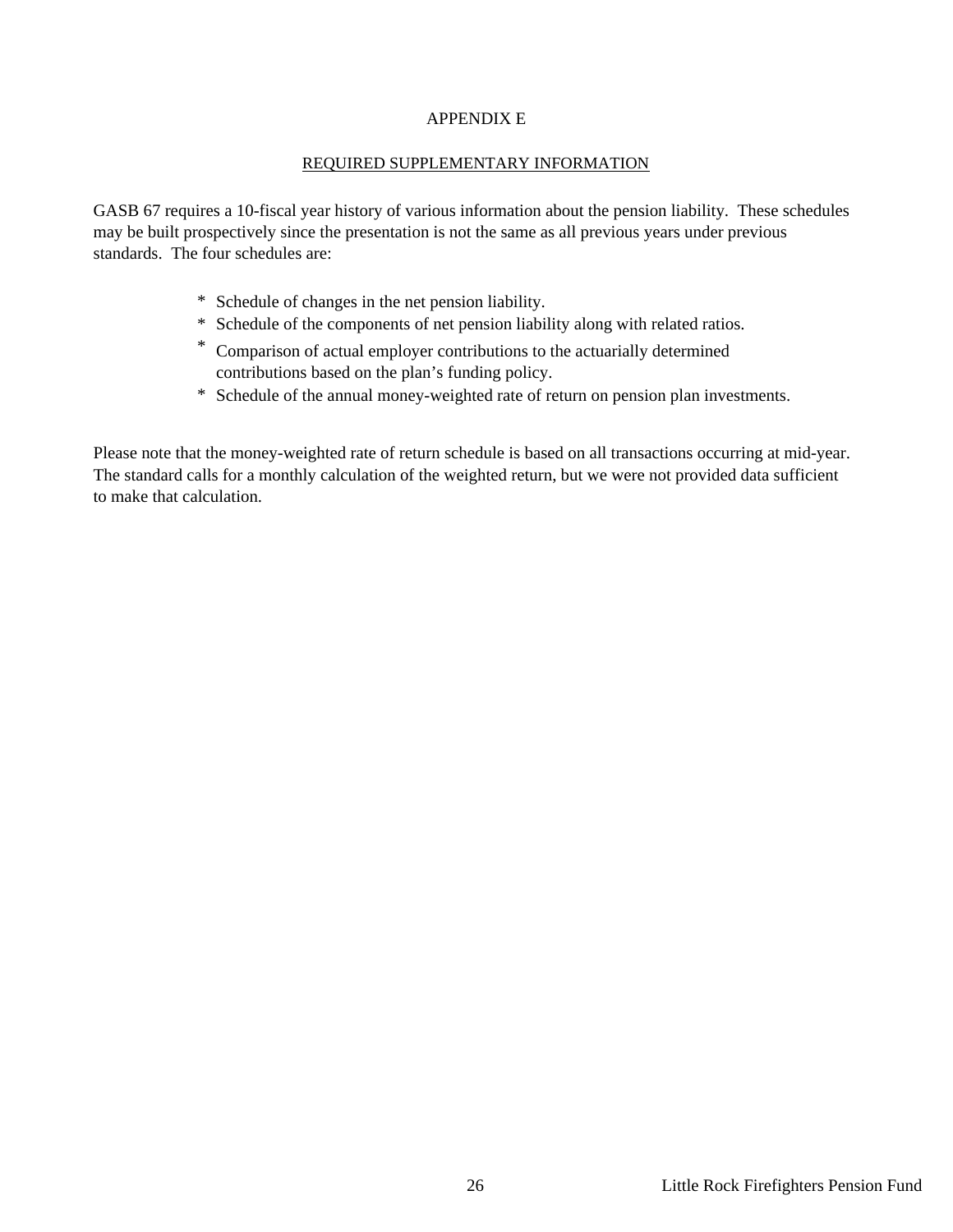# APPENDIX E

## REQUIRED SUPPLEMENTARY INFORMATION

GASB 67 requires a 10-fiscal year history of various information about the pension liability. These schedules may be built prospectively since the presentation is not the same as all previous years under previous standards. The four schedules are:

* Schedule of changes in the net pension liability.
* Schedule of the components of net pension liability along with related ratios.
* Comparison of actual employer contributions to the actuarially determined contributions based on the plan's funding policy.
* Schedule of the annual money-weighted rate of return on pension plan investments.

Please note that the money-weighted rate of return schedule is based on all transactions occurring at mid-year. The standard calls for a monthly calculation of the weighted return, but we were not provided data sufficient to make that calculation.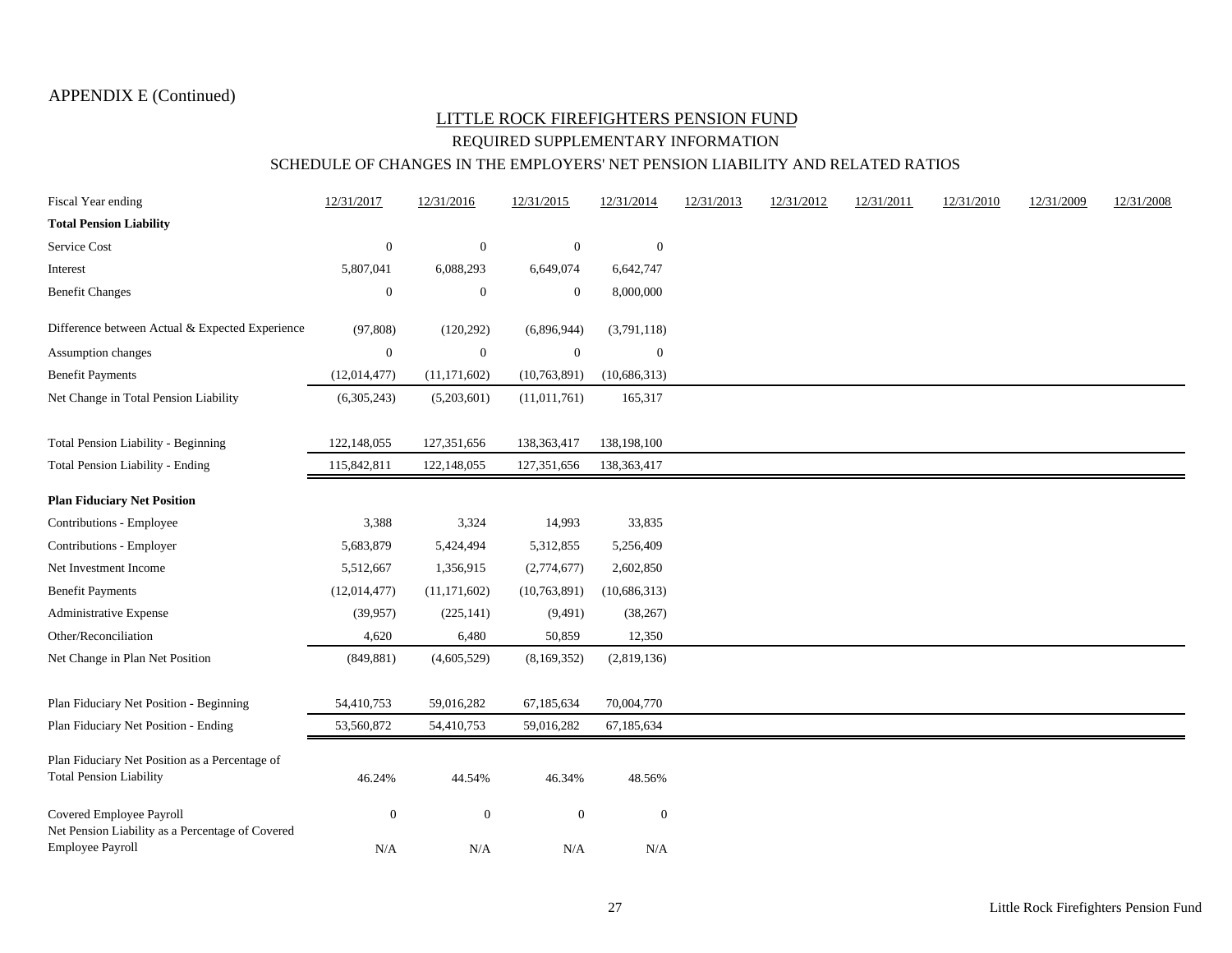APPENDIX E (Continued)

## LITTLE ROCK FIREFIGHTERS PENSION FUND

### REQUIRED SUPPLEMENTARY INFORMATION

### SCHEDULE OF CHANGES IN THE EMPLOYERS' NET PENSION LIABILITY AND RELATED RATIOS

| Fiscal Year ending | 12/31/2017 | 12/31/2016 | 12/31/2015 | 12/31/2014 | 12/31/2013 | 12/31/2012 | 12/31/2011 | 12/31/2010 | 12/31/2009 | 12/31/2008 |
|---|---|---|---|---|---|---|---|---|---|---|
| **Total Pension Liability** | | | | | | | | | | |
| Service Cost | 0 | 0 | 0 | 0 | | | | | | |
| Interest | 5,807,041 | 6,088,293 | 6,649,074 | 6,642,747 | | | | | | |
| Benefit Changes | 0 | 0 | 0 | 8,000,000 | | | | | | |
| Difference between Actual & Expected Experience | (97,808) | (120,292) | (6,896,944) | (3,791,118) | | | | | | |
| Assumption changes | 0 | 0 | 0 | 0 | | | | | | |
| Benefit Payments | (12,014,477) | (11,171,602) | (10,763,891) | (10,686,313) | | | | | | |
| Net Change in Total Pension Liability | (6,305,243) | (5,203,601) | (11,011,761) | 165,317 | | | | | | |
| Total Pension Liability - Beginning | 122,148,055 | 127,351,656 | 138,363,417 | 138,198,100 | | | | | | |
| Total Pension Liability - Ending | 115,842,811 | 122,148,055 | 127,351,656 | 138,363,417 | | | | | | |
| **Plan Fiduciary Net Position** | | | | | | | | | | |
| Contributions - Employee | 3,388 | 3,324 | 14,993 | 33,835 | | | | | | |
| Contributions - Employer | 5,683,879 | 5,424,494 | 5,312,855 | 5,256,409 | | | | | | |
| Net Investment Income | 5,512,667 | 1,356,915 | (2,774,677) | 2,602,850 | | | | | | |
| Benefit Payments | (12,014,477) | (11,171,602) | (10,763,891) | (10,686,313) | | | | | | |
| Administrative Expense | (39,957) | (225,141) | (9,491) | (38,267) | | | | | | |
| Other/Reconciliation | 4,620 | 6,480 | 50,859 | 12,350 | | | | | | |
| Net Change in Plan Net Position | (849,881) | (4,605,529) | (8,169,352) | (2,819,136) | | | | | | |
| Plan Fiduciary Net Position - Beginning | 54,410,753 | 59,016,282 | 67,185,634 | 70,004,770 | | | | | | |
| Plan Fiduciary Net Position - Ending | 53,560,872 | 54,410,753 | 59,016,282 | 67,185,634 | | | | | | |
| Plan Fiduciary Net Position as a Percentage of Total Pension Liability | 46.24% | 44.54% | 46.34% | 48.56% | | | | | | |
| Covered Employee Payroll | 0 | 0 | 0 | 0 | | | | | | |
| Net Pension Liability as a Percentage of Covered Employee Payroll | N/A | N/A | N/A | N/A | | | | | | |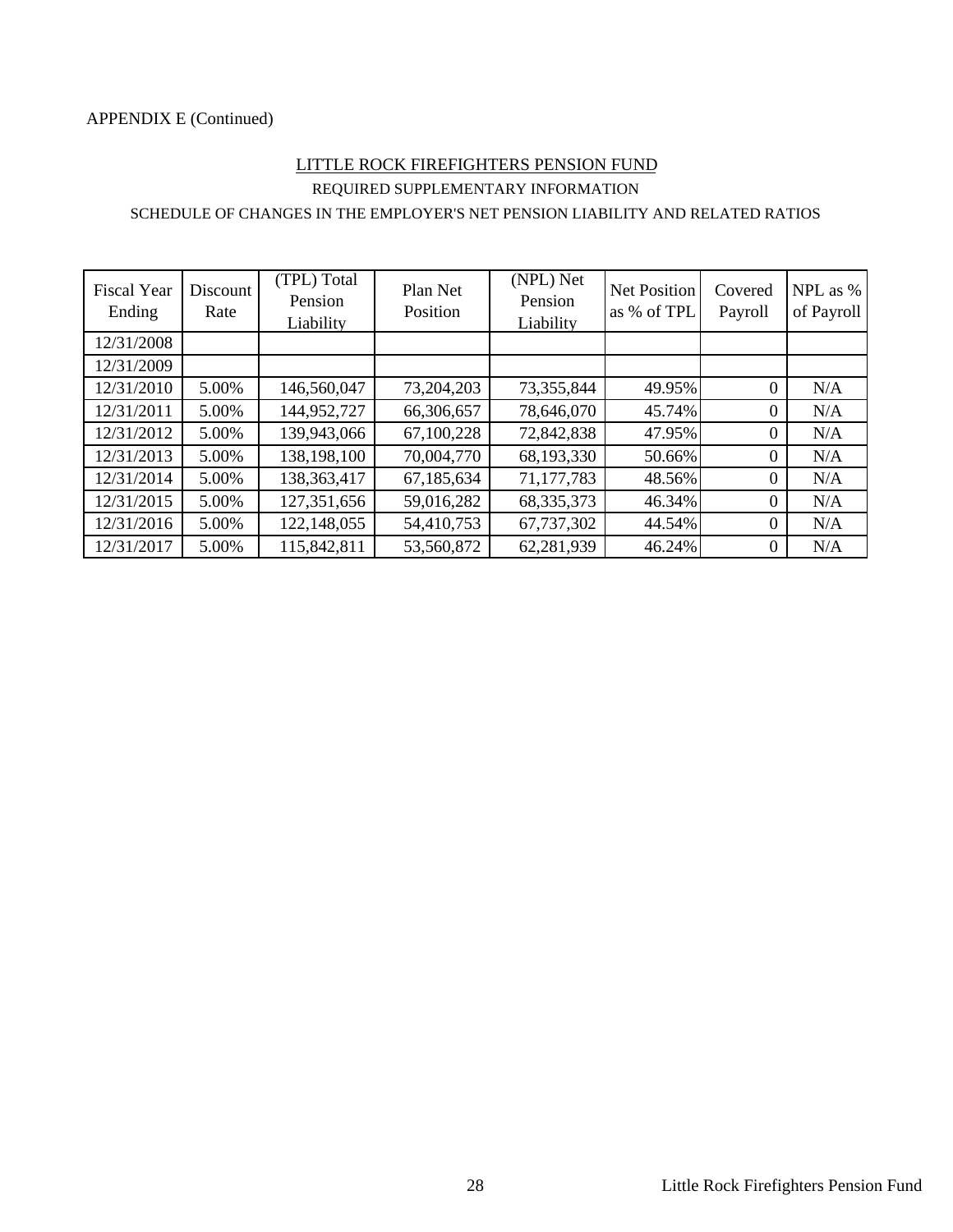APPENDIX E (Continued)

## LITTLE ROCK FIREFIGHTERS PENSION FUND

### REQUIRED SUPPLEMENTARY INFORMATION

### SCHEDULE OF CHANGES IN THE EMPLOYER'S NET PENSION LIABILITY AND RELATED RATIOS

| Fiscal Year Ending | Discount Rate | (TPL) Total Pension Liability | Plan Net Position | (NPL) Net Pension Liability | Net Position as % of TPL | Covered Payroll | NPL as % of Payroll |
|---|---|---|---|---|---|---|---|
| 12/31/2008 | | | | | | | |
| 12/31/2009 | | | | | | | |
| 12/31/2010 | 5.00% | 146,560,047 | 73,204,203 | 73,355,844 | 49.95% | 0 | N/A |
| 12/31/2011 | 5.00% | 144,952,727 | 66,306,657 | 78,646,070 | 45.74% | 0 | N/A |
| 12/31/2012 | 5.00% | 139,943,066 | 67,100,228 | 72,842,838 | 47.95% | 0 | N/A |
| 12/31/2013 | 5.00% | 138,198,100 | 70,004,770 | 68,193,330 | 50.66% | 0 | N/A |
| 12/31/2014 | 5.00% | 138,363,417 | 67,185,634 | 71,177,783 | 48.56% | 0 | N/A |
| 12/31/2015 | 5.00% | 127,351,656 | 59,016,282 | 68,335,373 | 46.34% | 0 | N/A |
| 12/31/2016 | 5.00% | 122,148,055 | 54,410,753 | 67,737,302 | 44.54% | 0 | N/A |
| 12/31/2017 | 5.00% | 115,842,811 | 53,560,872 | 62,281,939 | 46.24% | 0 | N/A |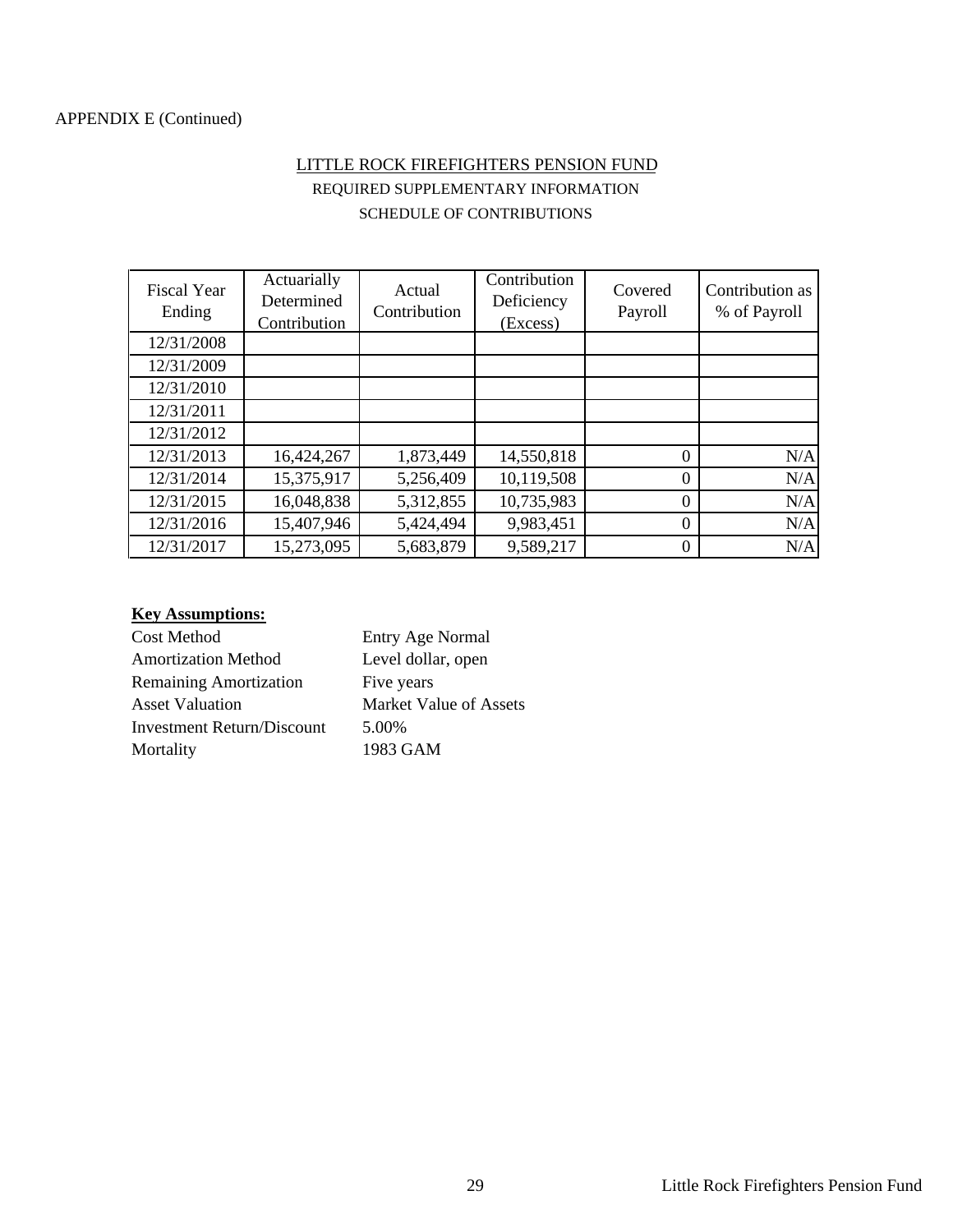APPENDIX E (Continued)

## LITTLE ROCK FIREFIGHTERS PENSION FUND

### REQUIRED SUPPLEMENTARY INFORMATION

### SCHEDULE OF CONTRIBUTIONS

| Fiscal Year Ending | Actuarially Determined Contribution | Actual Contribution | Contribution Deficiency (Excess) | Covered Payroll | Contribution as % of Payroll |
|---|---|---|---|---|---|
| 12/31/2008 | | | | | |
| 12/31/2009 | | | | | |
| 12/31/2010 | | | | | |
| 12/31/2011 | | | | | |
| 12/31/2012 | | | | | |
| 12/31/2013 | 16,424,267 | 1,873,449 | 14,550,818 | 0 | N/A |
| 12/31/2014 | 15,375,917 | 5,256,409 | 10,119,508 | 0 | N/A |
| 12/31/2015 | 16,048,838 | 5,312,855 | 10,735,983 | 0 | N/A |
| 12/31/2016 | 15,407,946 | 5,424,494 | 9,983,451 | 0 | N/A |
| 12/31/2017 | 15,273,095 | 5,683,879 | 9,589,217 | 0 | N/A |

**Key Assumptions:**

| | |
|---|---|
| Cost Method | Entry Age Normal |
| Amortization Method | Level dollar, open |
| Remaining Amortization | Five years |
| Asset Valuation | Market Value of Assets |
| Investment Return/Discount | 5.00% |
| Mortality | 1983 GAM |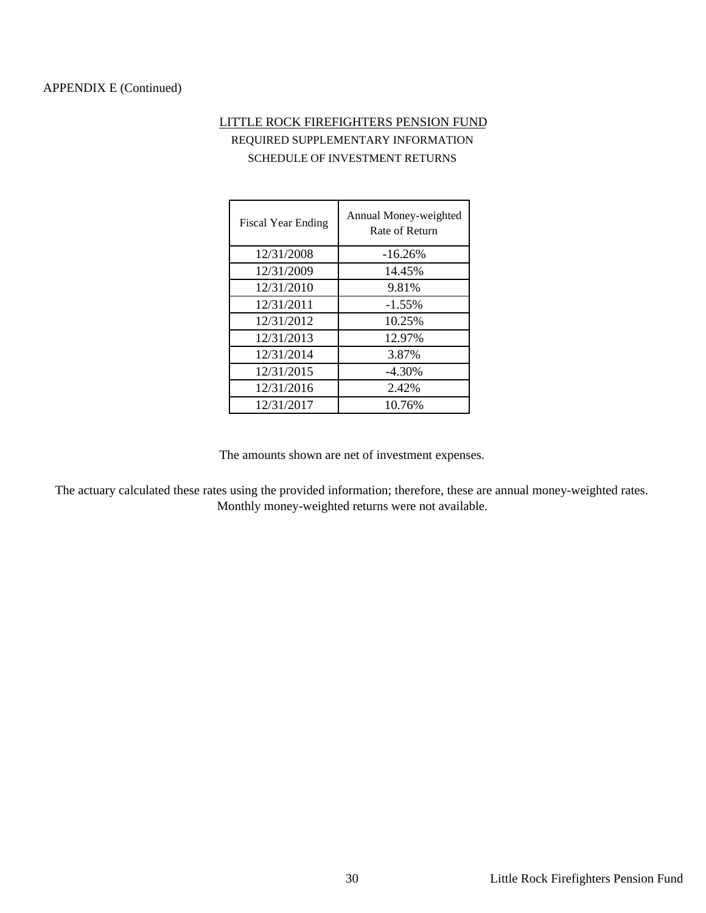APPENDIX E (Continued)

# LITTLE ROCK FIREFIGHTERS PENSION FUND

## REQUIRED SUPPLEMENTARY INFORMATION

## SCHEDULE OF INVESTMENT RETURNS

| Fiscal Year Ending | Annual Money-weighted Rate of Return |
|---|---|
| 12/31/2008 | -16.26% |
| 12/31/2009 | 14.45% |
| 12/31/2010 | 9.81% |
| 12/31/2011 | -1.55% |
| 12/31/2012 | 10.25% |
| 12/31/2013 | 12.97% |
| 12/31/2014 | 3.87% |
| 12/31/2015 | -4.30% |
| 12/31/2016 | 2.42% |
| 12/31/2017 | 10.76% |

The amounts shown are net of investment expenses.

The actuary calculated these rates using the provided information; therefore, these are annual money-weighted rates. Monthly money-weighted returns were not available.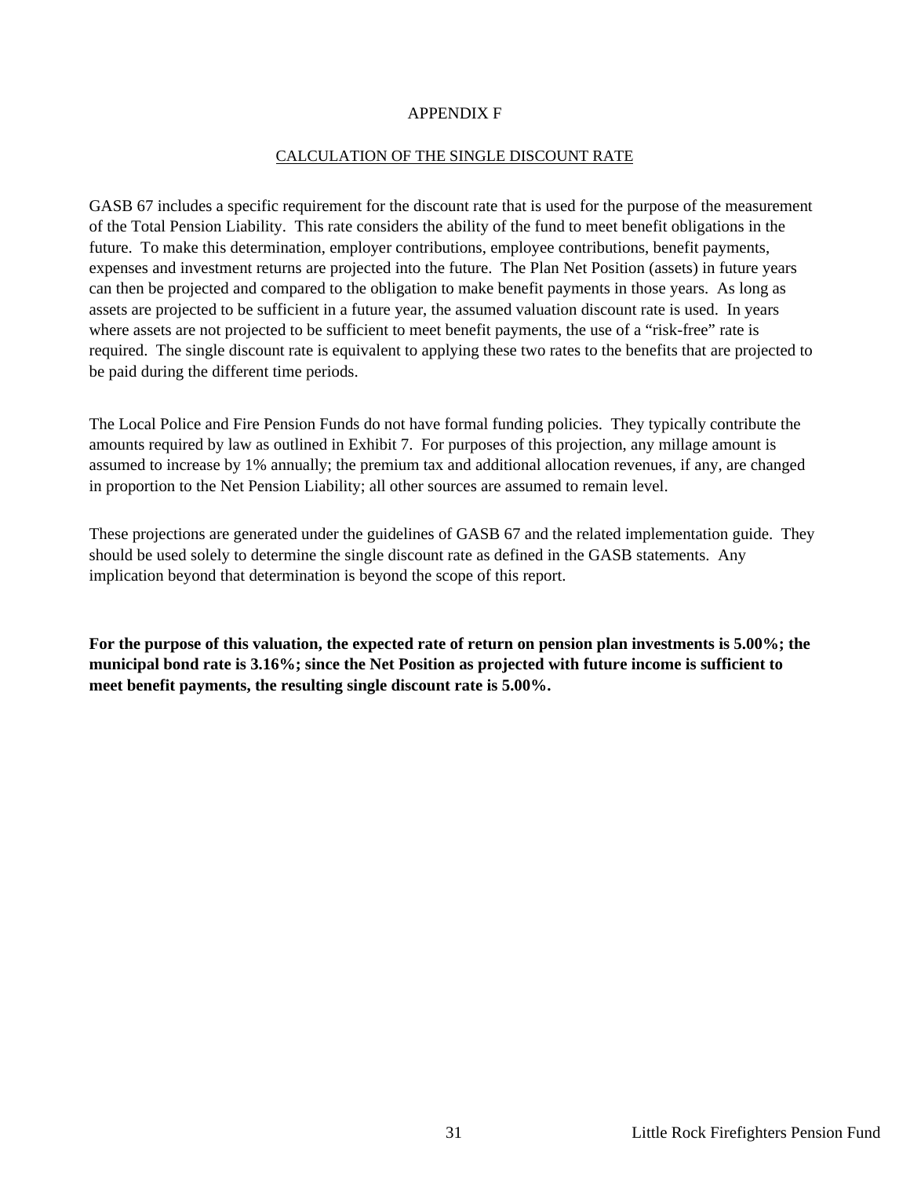# APPENDIX F

## CALCULATION OF THE SINGLE DISCOUNT RATE

GASB 67 includes a specific requirement for the discount rate that is used for the purpose of the measurement of the Total Pension Liability. This rate considers the ability of the fund to meet benefit obligations in the future. To make this determination, employer contributions, employee contributions, benefit payments, expenses and investment returns are projected into the future. The Plan Net Position (assets) in future years can then be projected and compared to the obligation to make benefit payments in those years. As long as assets are projected to be sufficient in a future year, the assumed valuation discount rate is used. In years where assets are not projected to be sufficient to meet benefit payments, the use of a "risk-free" rate is required. The single discount rate is equivalent to applying these two rates to the benefits that are projected to be paid during the different time periods.

The Local Police and Fire Pension Funds do not have formal funding policies. They typically contribute the amounts required by law as outlined in Exhibit 7. For purposes of this projection, any millage amount is assumed to increase by 1% annually; the premium tax and additional allocation revenues, if any, are changed in proportion to the Net Pension Liability; all other sources are assumed to remain level.

These projections are generated under the guidelines of GASB 67 and the related implementation guide. They should be used solely to determine the single discount rate as defined in the GASB statements. Any implication beyond that determination is beyond the scope of this report.

**For the purpose of this valuation, the expected rate of return on pension plan investments is 5.00%; the municipal bond rate is 3.16%; since the Net Position as projected with future income is sufficient to meet benefit payments, the resulting single discount rate is 5.00%.**